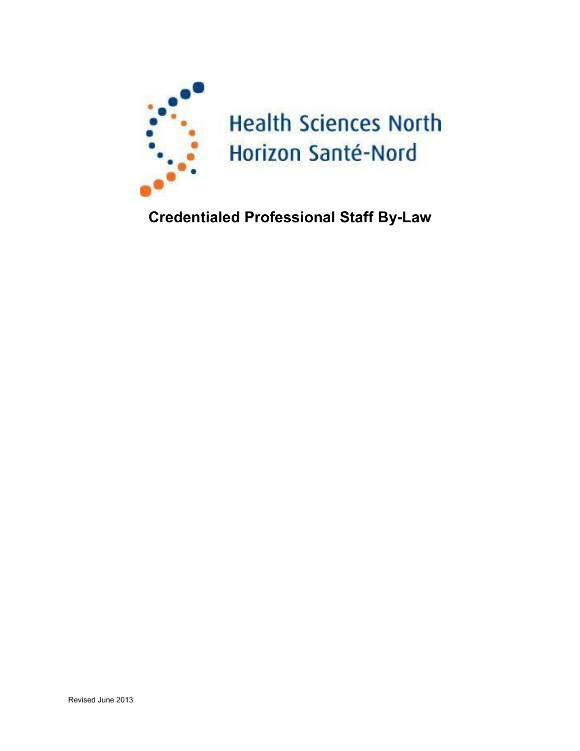Health Sciences North
Horizon Santé-Nord

# Credentialed Professional Staff By-Law

Revised June 2013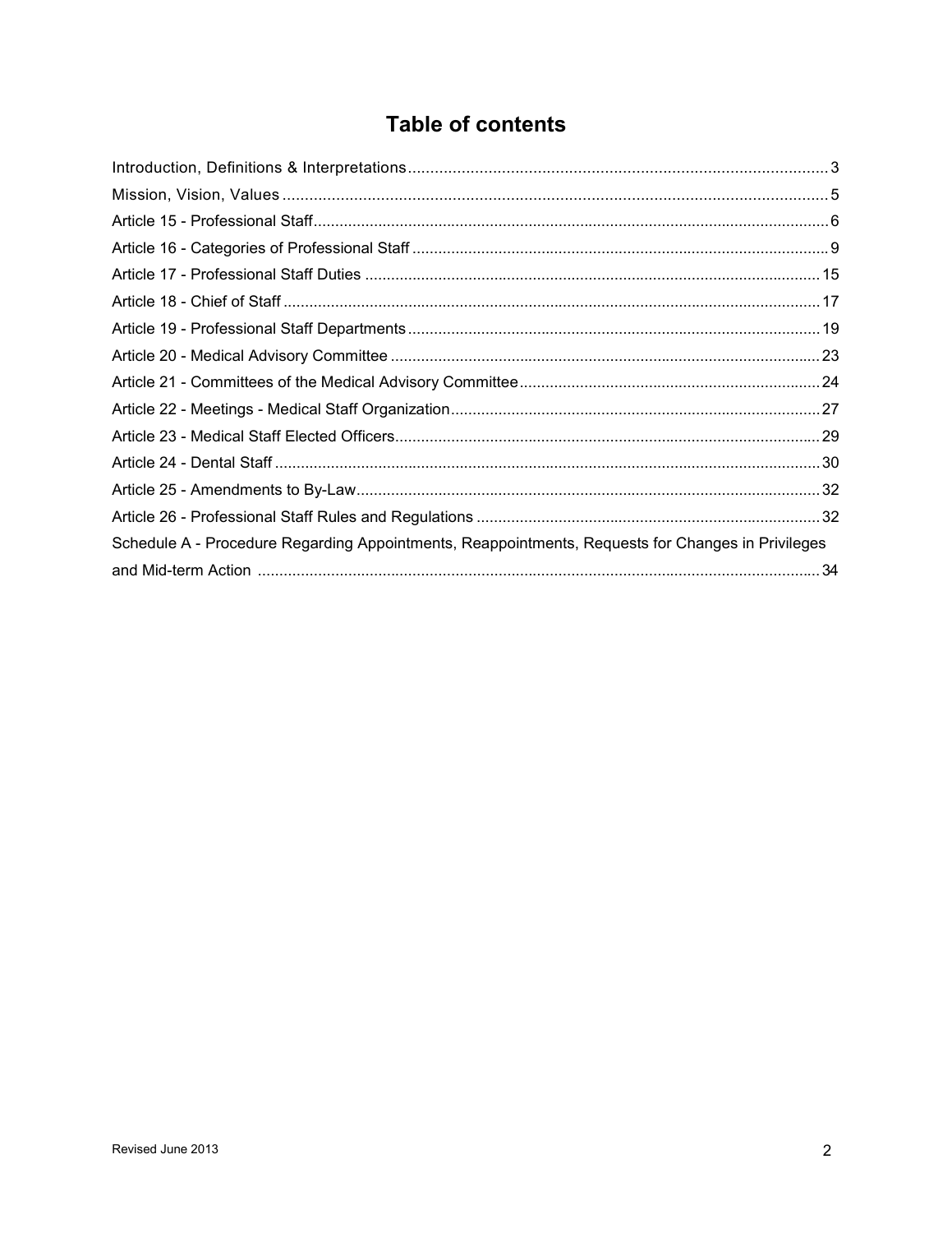# Table of contents

Introduction, Definitions & Interpretations .......... 3

Mission, Vision, Values .......... 5

Article 15 - Professional Staff .......... 6

Article 16 - Categories of Professional Staff .......... 9

Article 17 - Professional Staff Duties .......... 15

Article 18 - Chief of Staff .......... 17

Article 19 - Professional Staff Departments .......... 19

Article 20 - Medical Advisory Committee .......... 23

Article 21 - Committees of the Medical Advisory Committee .......... 24

Article 22 - Meetings - Medical Staff Organization .......... 27

Article 23 - Medical Staff Elected Officers .......... 29

Article 24 - Dental Staff .......... 30

Article 25 - Amendments to By-Law .......... 32

Article 26 - Professional Staff Rules and Regulations .......... 32

Schedule A - Procedure Regarding Appointments, Reappointments, Requests for Changes in Privileges and Mid-term Action .......... 34

Revised June 2013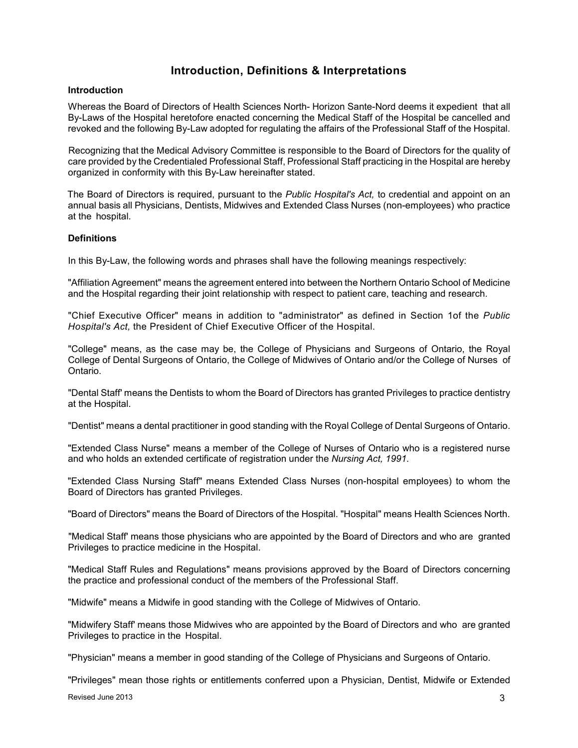# Introduction, Definitions & Interpretations

### Introduction

Whereas the Board of Directors of Health Sciences North- Horizon Sante-Nord deems it expedient that all By-Laws of the Hospital heretofore enacted concerning the Medical Staff of the Hospital be cancelled and revoked and the following By-Law adopted for regulating the affairs of the Professional Staff of the Hospital.

Recognizing that the Medical Advisory Committee is responsible to the Board of Directors for the quality of care provided by the Credentialed Professional Staff, Professional Staff practicing in the Hospital are hereby organized in conformity with this By-Law hereinafter stated.

The Board of Directors is required, pursuant to the *Public Hospital's Act,* to credential and appoint on an annual basis all Physicians, Dentists, Midwives and Extended Class Nurses (non-employees) who practice at the hospital.

### Definitions

In this By-Law, the following words and phrases shall have the following meanings respectively:

"Affiliation Agreement" means the agreement entered into between the Northern Ontario School of Medicine and the Hospital regarding their joint relationship with respect to patient care, teaching and research.

"Chief Executive Officer" means in addition to "administrator" as defined in Section 1of the *Public Hospital's Act,* the President of Chief Executive Officer of the Hospital.

"College" means, as the case may be, the College of Physicians and Surgeons of Ontario, the Royal College of Dental Surgeons of Ontario, the College of Midwives of Ontario and/or the College of Nurses of Ontario.

"Dental Staff' means the Dentists to whom the Board of Directors has granted Privileges to practice dentistry at the Hospital.

"Dentist" means a dental practitioner in good standing with the Royal College of Dental Surgeons of Ontario.

"Extended Class Nurse" means a member of the College of Nurses of Ontario who is a registered nurse and who holds an extended certificate of registration under the *Nursing Act, 1991.*

"Extended Class Nursing Staff" means Extended Class Nurses (non-hospital employees) to whom the Board of Directors has granted Privileges.

"Board of Directors" means the Board of Directors of the Hospital. "Hospital" means Health Sciences North.

"Medical Staff' means those physicians who are appointed by the Board of Directors and who are granted Privileges to practice medicine in the Hospital.

"Medical Staff Rules and Regulations" means provisions approved by the Board of Directors concerning the practice and professional conduct of the members of the Professional Staff.

"Midwife" means a Midwife in good standing with the College of Midwives of Ontario.

"Midwifery Staff' means those Midwives who are appointed by the Board of Directors and who are granted Privileges to practice in the Hospital.

"Physician" means a member in good standing of the College of Physicians and Surgeons of Ontario.

"Privileges" mean those rights or entitlements conferred upon a Physician, Dentist, Midwife or Extended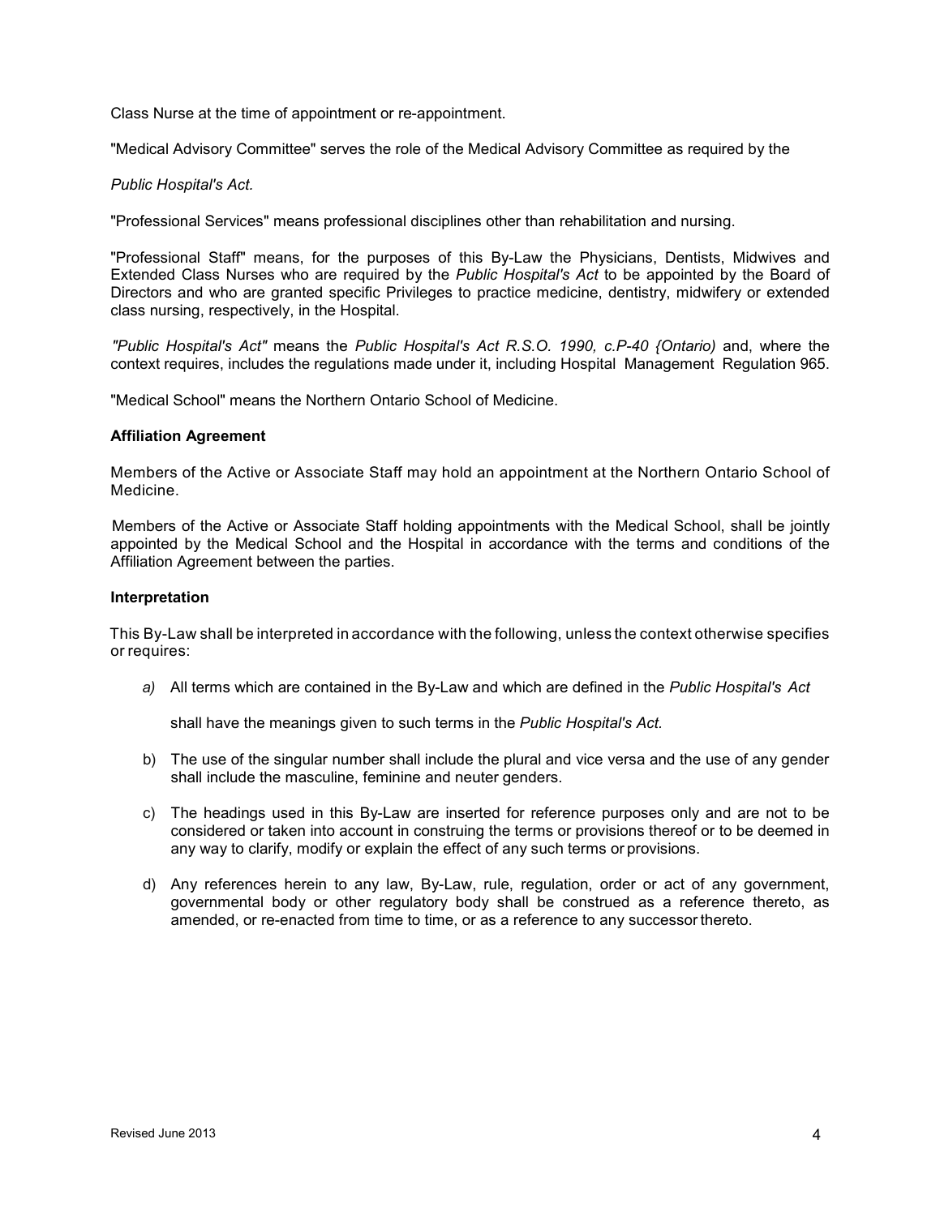Class Nurse at the time of appointment or re-appointment.

"Medical Advisory Committee" serves the role of the Medical Advisory Committee as required by the

*Public Hospital's Act.*

"Professional Services" means professional disciplines other than rehabilitation and nursing.

"Professional Staff" means, for the purposes of this By-Law the Physicians, Dentists, Midwives and Extended Class Nurses who are required by the *Public Hospital's Act* to be appointed by the Board of Directors and who are granted specific Privileges to practice medicine, dentistry, midwifery or extended class nursing, respectively, in the Hospital.

*"Public Hospital's Act"* means the *Public Hospital's Act R.S.O. 1990, c.P-40 {Ontario)* and, where the context requires, includes the regulations made under it, including Hospital Management Regulation 965.

"Medical School" means the Northern Ontario School of Medicine.

**Affiliation Agreement**

Members of the Active or Associate Staff may hold an appointment at the Northern Ontario School of Medicine.

Members of the Active or Associate Staff holding appointments with the Medical School, shall be jointly appointed by the Medical School and the Hospital in accordance with the terms and conditions of the Affiliation Agreement between the parties.

**Interpretation**

This By-Law shall be interpreted in accordance with the following, unless the context otherwise specifies or requires:

*a)* All terms which are contained in the By-Law and which are defined in the *Public Hospital's Act*

   shall have the meanings given to such terms in the *Public Hospital's Act.*

b) The use of the singular number shall include the plural and vice versa and the use of any gender shall include the masculine, feminine and neuter genders.

c) The headings used in this By-Law are inserted for reference purposes only and are not to be considered or taken into account in construing the terms or provisions thereof or to be deemed in any way to clarify, modify or explain the effect of any such terms or provisions.

d) Any references herein to any law, By-Law, rule, regulation, order or act of any government, governmental body or other regulatory body shall be construed as a reference thereto, as amended, or re-enacted from time to time, or as a reference to any successor thereto.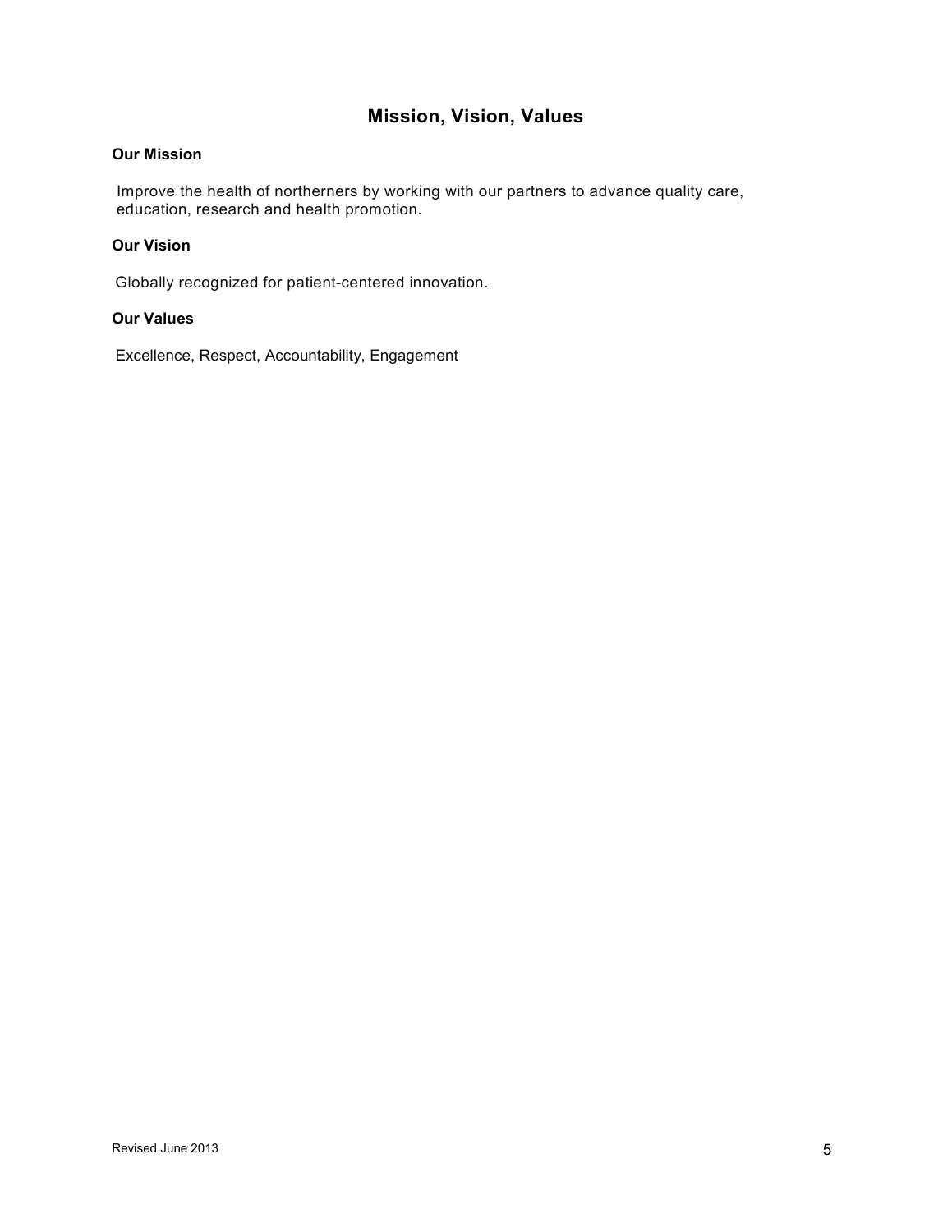## Mission, Vision, Values

**Our Mission**

Improve the health of northerners by working with our partners to advance quality care, education, research and health promotion.

**Our Vision**

Globally recognized for patient-centered innovation.

**Our Values**

Excellence, Respect, Accountability, Engagement

Revised June 2013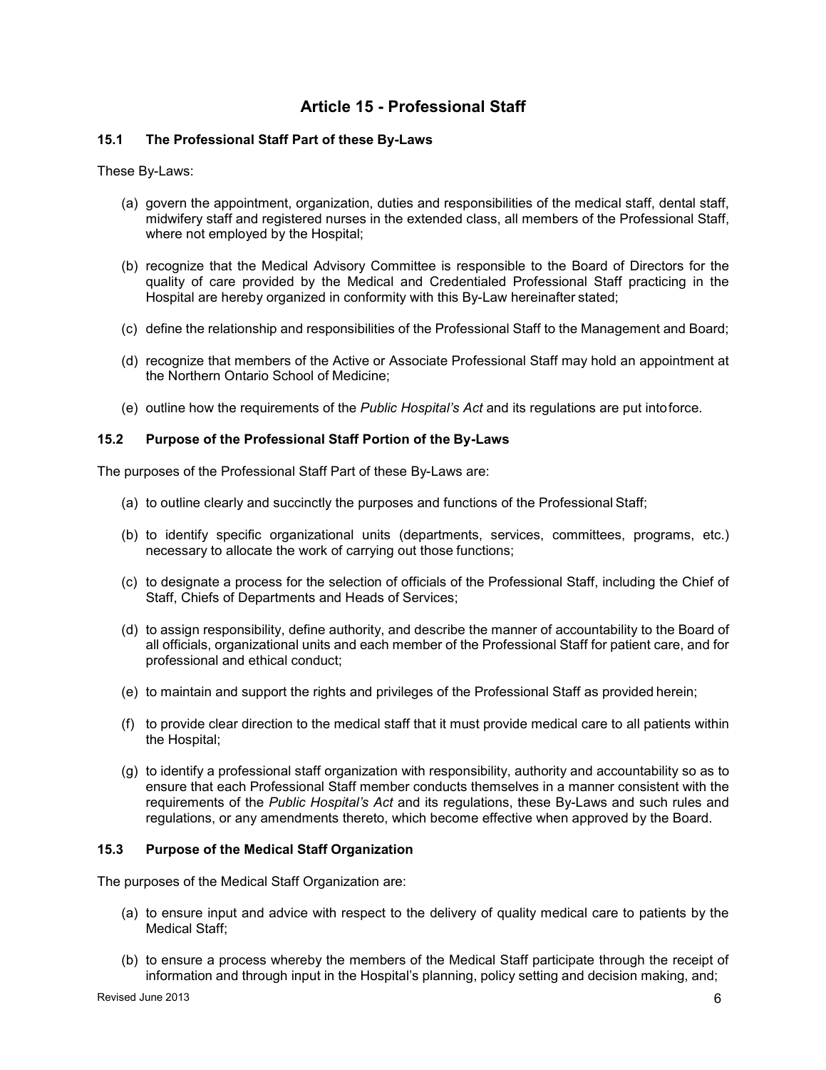# Article 15 - Professional Staff

### 15.1 The Professional Staff Part of these By-Laws

These By-Laws:

(a) govern the appointment, organization, duties and responsibilities of the medical staff, dental staff, midwifery staff and registered nurses in the extended class, all members of the Professional Staff, where not employed by the Hospital;

(b) recognize that the Medical Advisory Committee is responsible to the Board of Directors for the quality of care provided by the Medical and Credentialed Professional Staff practicing in the Hospital are hereby organized in conformity with this By-Law hereinafter stated;

(c) define the relationship and responsibilities of the Professional Staff to the Management and Board;

(d) recognize that members of the Active or Associate Professional Staff may hold an appointment at the Northern Ontario School of Medicine;

(e) outline how the requirements of the *Public Hospital's Act* and its regulations are put intoforce.

### 15.2 Purpose of the Professional Staff Portion of the By-Laws

The purposes of the Professional Staff Part of these By-Laws are:

(a) to outline clearly and succinctly the purposes and functions of the Professional Staff;

(b) to identify specific organizational units (departments, services, committees, programs, etc.) necessary to allocate the work of carrying out those functions;

(c) to designate a process for the selection of officials of the Professional Staff, including the Chief of Staff, Chiefs of Departments and Heads of Services;

(d) to assign responsibility, define authority, and describe the manner of accountability to the Board of all officials, organizational units and each member of the Professional Staff for patient care, and for professional and ethical conduct;

(e) to maintain and support the rights and privileges of the Professional Staff as provided herein;

(f) to provide clear direction to the medical staff that it must provide medical care to all patients within the Hospital;

(g) to identify a professional staff organization with responsibility, authority and accountability so as to ensure that each Professional Staff member conducts themselves in a manner consistent with the requirements of the *Public Hospital's Act* and its regulations, these By-Laws and such rules and regulations, or any amendments thereto, which become effective when approved by the Board.

### 15.3 Purpose of the Medical Staff Organization

The purposes of the Medical Staff Organization are:

(a) to ensure input and advice with respect to the delivery of quality medical care to patients by the Medical Staff;

(b) to ensure a process whereby the members of the Medical Staff participate through the receipt of information and through input in the Hospital's planning, policy setting and decision making, and;

Revised June 2013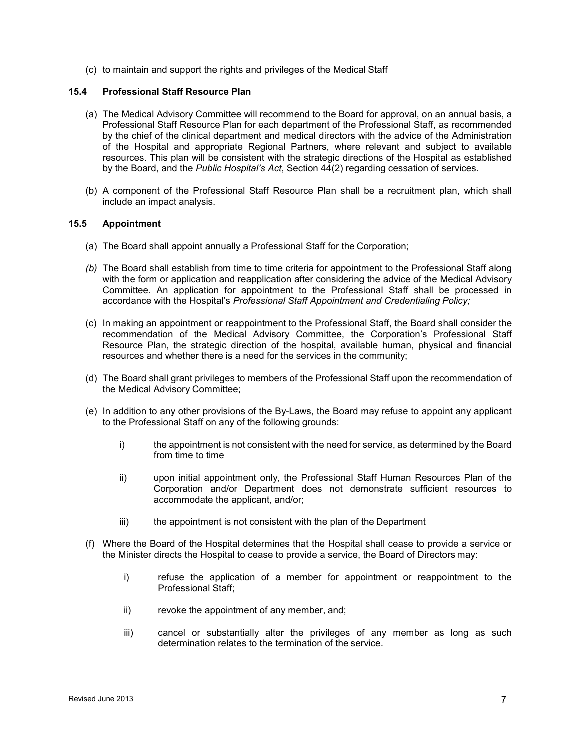(c) to maintain and support the rights and privileges of the Medical Staff

### 15.4 Professional Staff Resource Plan

(a) The Medical Advisory Committee will recommend to the Board for approval, on an annual basis, a Professional Staff Resource Plan for each department of the Professional Staff, as recommended by the chief of the clinical department and medical directors with the advice of the Administration of the Hospital and appropriate Regional Partners, where relevant and subject to available resources. This plan will be consistent with the strategic directions of the Hospital as established by the Board, and the *Public Hospital's Act*, Section 44(2) regarding cessation of services.

(b) A component of the Professional Staff Resource Plan shall be a recruitment plan, which shall include an impact analysis.

### 15.5 Appointment

(a) The Board shall appoint annually a Professional Staff for the Corporation;

*(b)* The Board shall establish from time to time criteria for appointment to the Professional Staff along with the form or application and reapplication after considering the advice of the Medical Advisory Committee. An application for appointment to the Professional Staff shall be processed in accordance with the Hospital's *Professional Staff Appointment and Credentialing Policy;*

(c) In making an appointment or reappointment to the Professional Staff, the Board shall consider the recommendation of the Medical Advisory Committee, the Corporation's Professional Staff Resource Plan, the strategic direction of the hospital, available human, physical and financial resources and whether there is a need for the services in the community;

(d) The Board shall grant privileges to members of the Professional Staff upon the recommendation of the Medical Advisory Committee;

(e) In addition to any other provisions of the By-Laws, the Board may refuse to appoint any applicant to the Professional Staff on any of the following grounds:

i) the appointment is not consistent with the need for service, as determined by the Board from time to time

ii) upon initial appointment only, the Professional Staff Human Resources Plan of the Corporation and/or Department does not demonstrate sufficient resources to accommodate the applicant, and/or;

iii) the appointment is not consistent with the plan of the Department

(f) Where the Board of the Hospital determines that the Hospital shall cease to provide a service or the Minister directs the Hospital to cease to provide a service, the Board of Directors may:

i) refuse the application of a member for appointment or reappointment to the Professional Staff;

ii) revoke the appointment of any member, and;

iii) cancel or substantially alter the privileges of any member as long as such determination relates to the termination of the service.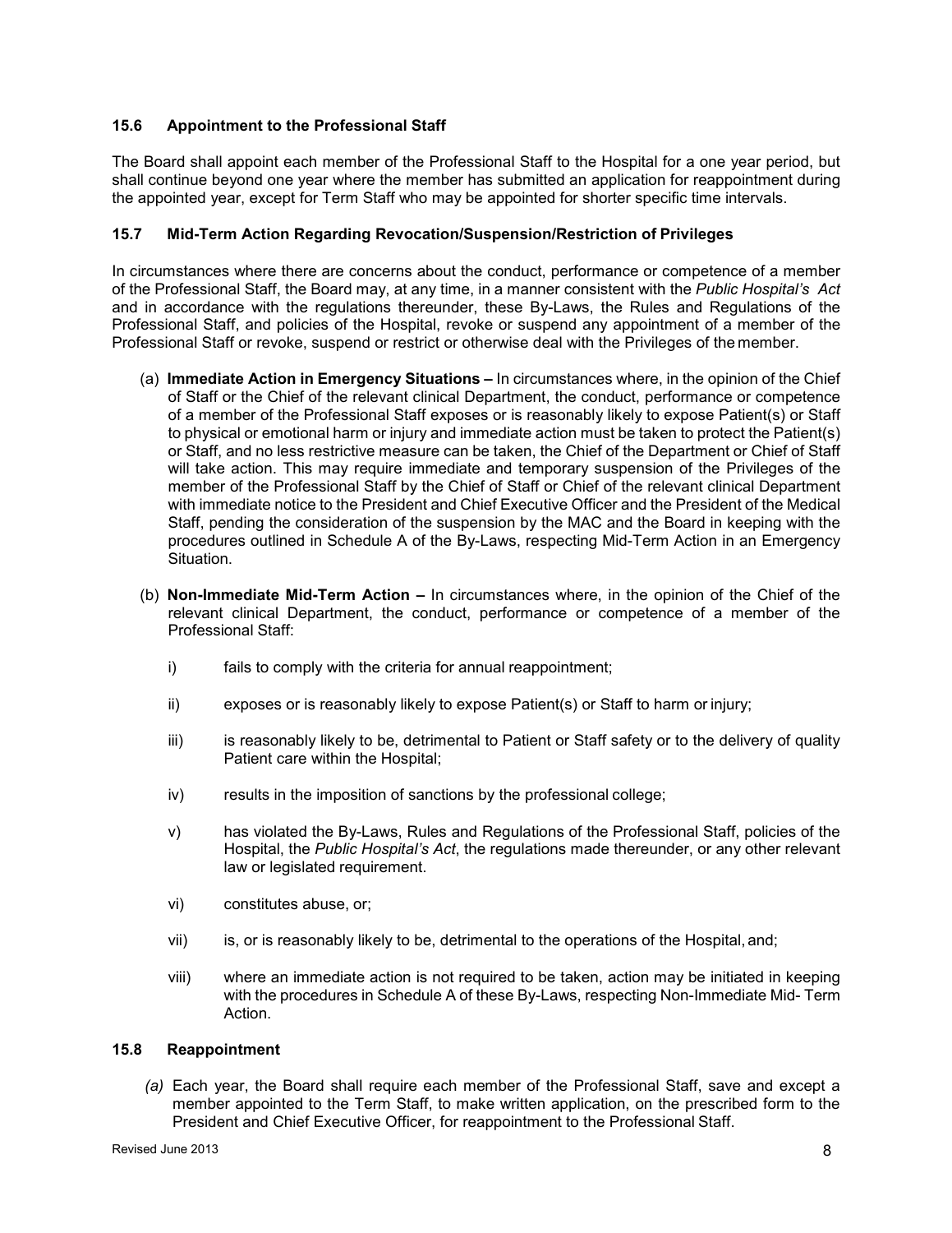### 15.6 Appointment to the Professional Staff

The Board shall appoint each member of the Professional Staff to the Hospital for a one year period, but shall continue beyond one year where the member has submitted an application for reappointment during the appointed year, except for Term Staff who may be appointed for shorter specific time intervals.

### 15.7 Mid-Term Action Regarding Revocation/Suspension/Restriction of Privileges

In circumstances where there are concerns about the conduct, performance or competence of a member of the Professional Staff, the Board may, at any time, in a manner consistent with the *Public Hospital's Act* and in accordance with the regulations thereunder, these By-Laws, the Rules and Regulations of the Professional Staff, and policies of the Hospital, revoke or suspend any appointment of a member of the Professional Staff or revoke, suspend or restrict or otherwise deal with the Privileges of the member.

(a) **Immediate Action in Emergency Situations –** In circumstances where, in the opinion of the Chief of Staff or the Chief of the relevant clinical Department, the conduct, performance or competence of a member of the Professional Staff exposes or is reasonably likely to expose Patient(s) or Staff to physical or emotional harm or injury and immediate action must be taken to protect the Patient(s) or Staff, and no less restrictive measure can be taken, the Chief of the Department or Chief of Staff will take action. This may require immediate and temporary suspension of the Privileges of the member of the Professional Staff by the Chief of Staff or Chief of the relevant clinical Department with immediate notice to the President and Chief Executive Officer and the President of the Medical Staff, pending the consideration of the suspension by the MAC and the Board in keeping with the procedures outlined in Schedule A of the By-Laws, respecting Mid-Term Action in an Emergency Situation.

(b) **Non-Immediate Mid-Term Action –** In circumstances where, in the opinion of the Chief of the relevant clinical Department, the conduct, performance or competence of a member of the Professional Staff:

  i) fails to comply with the criteria for annual reappointment;

  ii) exposes or is reasonably likely to expose Patient(s) or Staff to harm or injury;

  iii) is reasonably likely to be, detrimental to Patient or Staff safety or to the delivery of quality Patient care within the Hospital;

  iv) results in the imposition of sanctions by the professional college;

  v) has violated the By-Laws, Rules and Regulations of the Professional Staff, policies of the Hospital, the *Public Hospital's Act*, the regulations made thereunder, or any other relevant law or legislated requirement.

  vi) constitutes abuse, or;

  vii) is, or is reasonably likely to be, detrimental to the operations of the Hospital, and;

  viii) where an immediate action is not required to be taken, action may be initiated in keeping with the procedures in Schedule A of these By-Laws, respecting Non-Immediate Mid- Term Action.

### 15.8 Reappointment

*(a)* Each year, the Board shall require each member of the Professional Staff, save and except a member appointed to the Term Staff, to make written application, on the prescribed form to the President and Chief Executive Officer, for reappointment to the Professional Staff.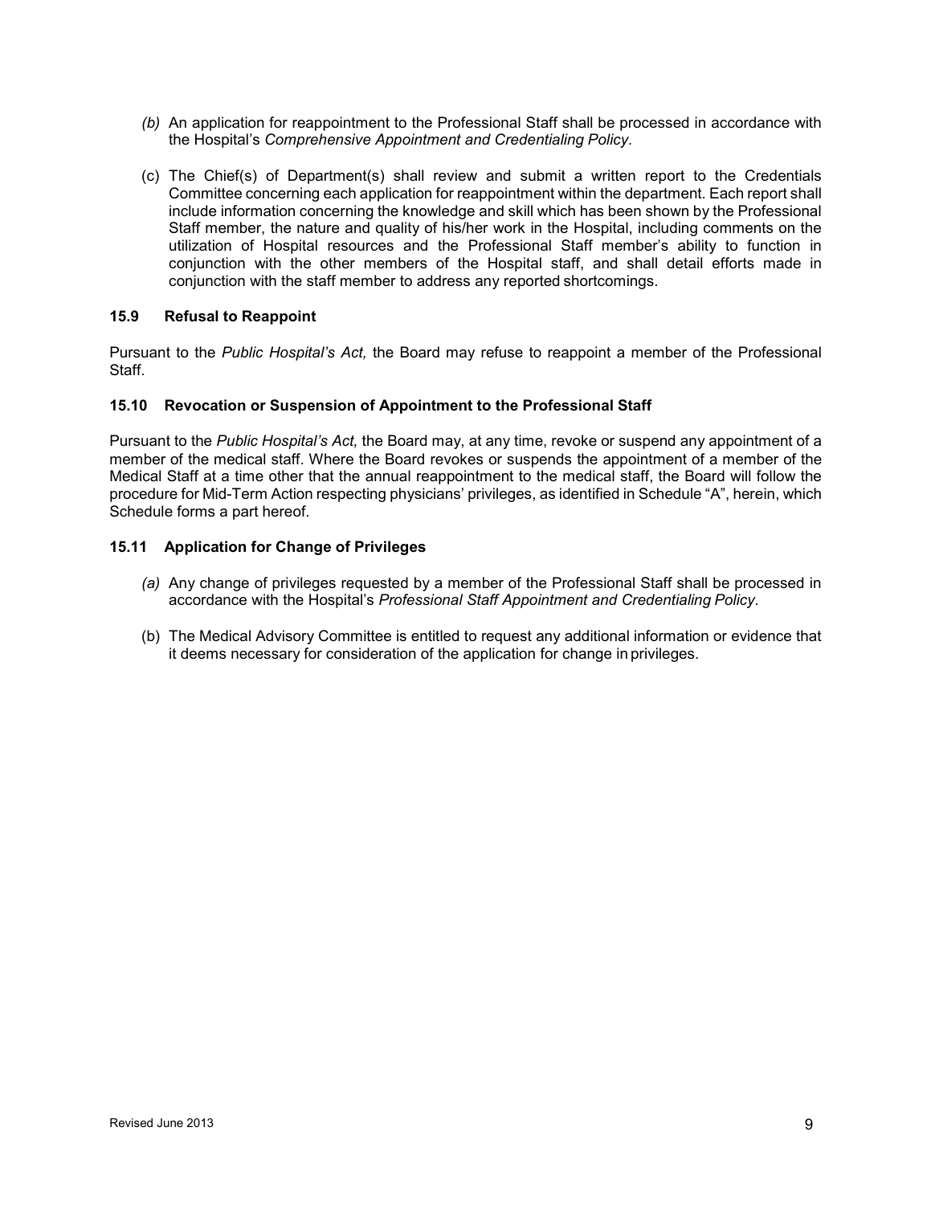*(b)* An application for reappointment to the Professional Staff shall be processed in accordance with the Hospital's *Comprehensive Appointment and Credentialing Policy*.

(c) The Chief(s) of Department(s) shall review and submit a written report to the Credentials Committee concerning each application for reappointment within the department. Each report shall include information concerning the knowledge and skill which has been shown by the Professional Staff member, the nature and quality of his/her work in the Hospital, including comments on the utilization of Hospital resources and the Professional Staff member's ability to function in conjunction with the other members of the Hospital staff, and shall detail efforts made in conjunction with the staff member to address any reported shortcomings.

### 15.9 Refusal to Reappoint

Pursuant to the *Public Hospital's Act,* the Board may refuse to reappoint a member of the Professional Staff.

### 15.10 Revocation or Suspension of Appointment to the Professional Staff

Pursuant to the *Public Hospital's Act,* the Board may, at any time, revoke or suspend any appointment of a member of the medical staff. Where the Board revokes or suspends the appointment of a member of the Medical Staff at a time other that the annual reappointment to the medical staff, the Board will follow the procedure for Mid-Term Action respecting physicians' privileges, as identified in Schedule "A", herein, which Schedule forms a part hereof.

### 15.11 Application for Change of Privileges

*(a)* Any change of privileges requested by a member of the Professional Staff shall be processed in accordance with the Hospital's *Professional Staff Appointment and Credentialing Policy*.

(b) The Medical Advisory Committee is entitled to request any additional information or evidence that it deems necessary for consideration of the application for change in privileges.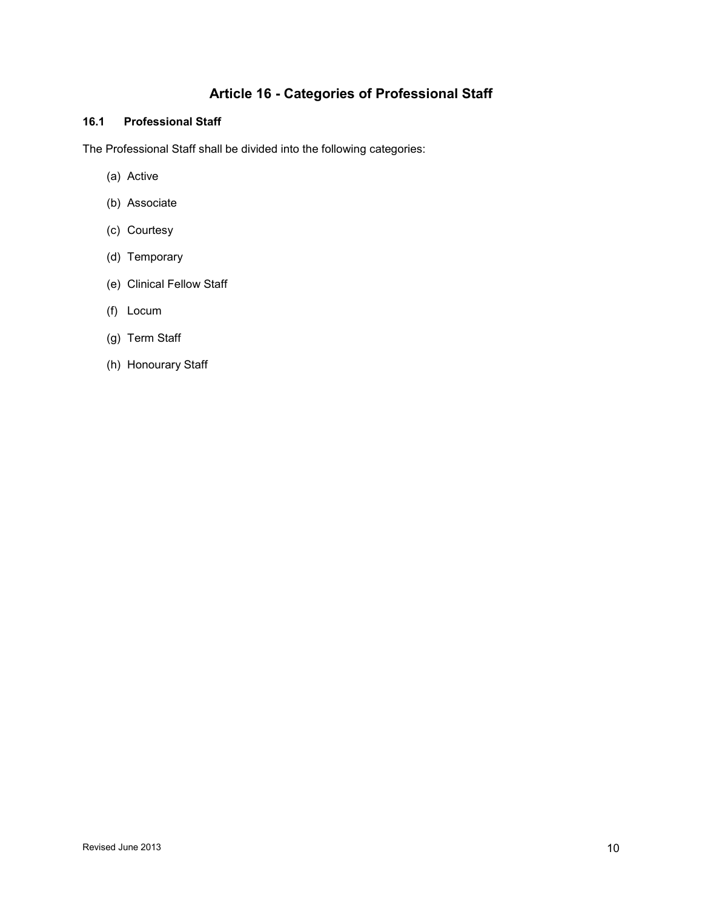# Article 16 - Categories of Professional Staff

### 16.1 Professional Staff

The Professional Staff shall be divided into the following categories:

(a) Active

(b) Associate

(c) Courtesy

(d) Temporary

(e) Clinical Fellow Staff

(f) Locum

(g) Term Staff

(h) Honourary Staff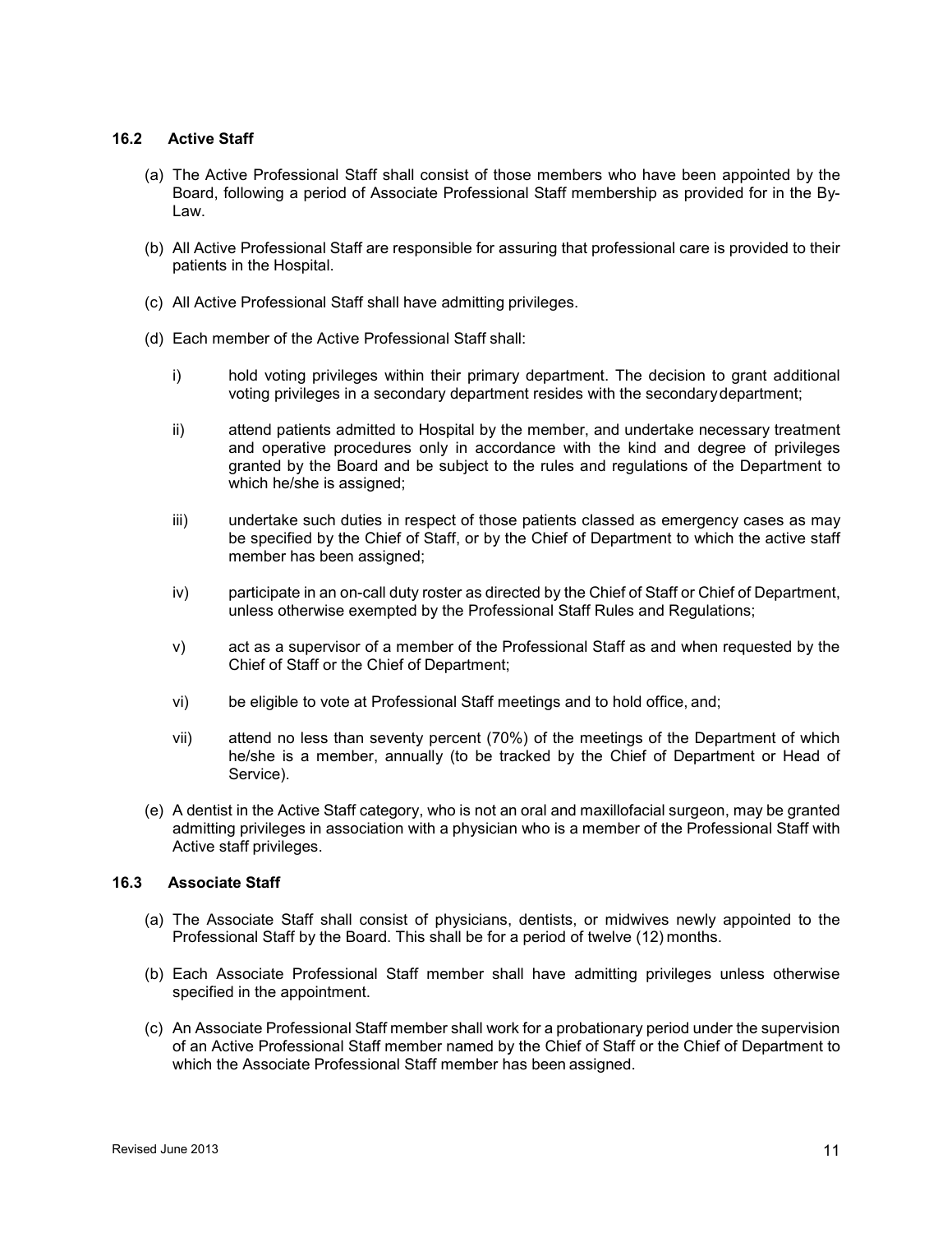### 16.2 Active Staff

(a) The Active Professional Staff shall consist of those members who have been appointed by the Board, following a period of Associate Professional Staff membership as provided for in the By-Law.

(b) All Active Professional Staff are responsible for assuring that professional care is provided to their patients in the Hospital.

(c) All Active Professional Staff shall have admitting privileges.

(d) Each member of the Active Professional Staff shall:

  i) hold voting privileges within their primary department. The decision to grant additional voting privileges in a secondary department resides with the secondary department;

  ii) attend patients admitted to Hospital by the member, and undertake necessary treatment and operative procedures only in accordance with the kind and degree of privileges granted by the Board and be subject to the rules and regulations of the Department to which he/she is assigned;

  iii) undertake such duties in respect of those patients classed as emergency cases as may be specified by the Chief of Staff, or by the Chief of Department to which the active staff member has been assigned;

  iv) participate in an on-call duty roster as directed by the Chief of Staff or Chief of Department, unless otherwise exempted by the Professional Staff Rules and Regulations;

  v) act as a supervisor of a member of the Professional Staff as and when requested by the Chief of Staff or the Chief of Department;

  vi) be eligible to vote at Professional Staff meetings and to hold office, and;

  vii) attend no less than seventy percent (70%) of the meetings of the Department of which he/she is a member, annually (to be tracked by the Chief of Department or Head of Service).

(e) A dentist in the Active Staff category, who is not an oral and maxillofacial surgeon, may be granted admitting privileges in association with a physician who is a member of the Professional Staff with Active staff privileges.

### 16.3 Associate Staff

(a) The Associate Staff shall consist of physicians, dentists, or midwives newly appointed to the Professional Staff by the Board. This shall be for a period of twelve (12) months.

(b) Each Associate Professional Staff member shall have admitting privileges unless otherwise specified in the appointment.

(c) An Associate Professional Staff member shall work for a probationary period under the supervision of an Active Professional Staff member named by the Chief of Staff or the Chief of Department to which the Associate Professional Staff member has been assigned.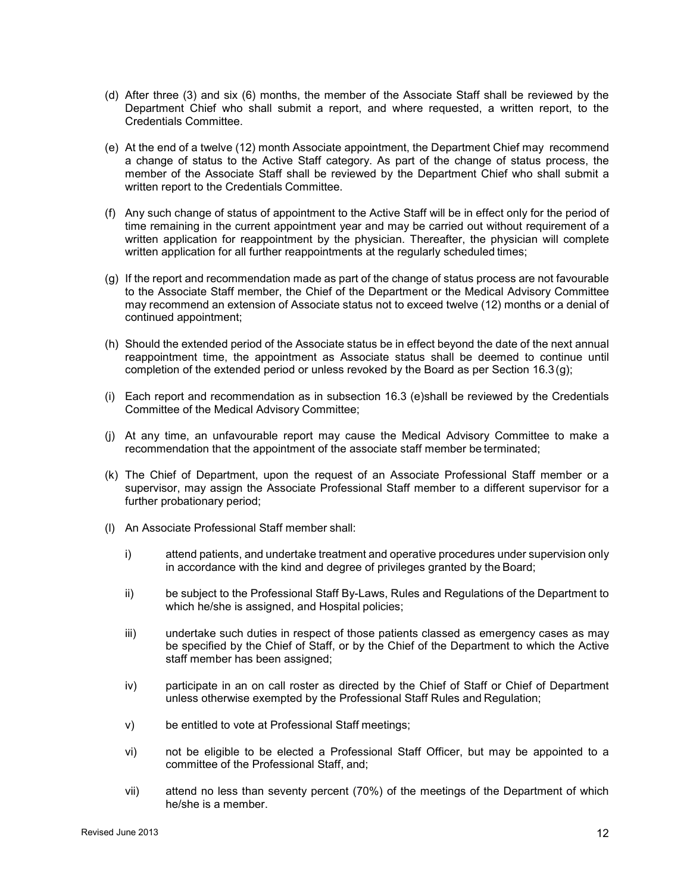(d) After three (3) and six (6) months, the member of the Associate Staff shall be reviewed by the Department Chief who shall submit a report, and where requested, a written report, to the Credentials Committee.

(e) At the end of a twelve (12) month Associate appointment, the Department Chief may recommend a change of status to the Active Staff category. As part of the change of status process, the member of the Associate Staff shall be reviewed by the Department Chief who shall submit a written report to the Credentials Committee.

(f) Any such change of status of appointment to the Active Staff will be in effect only for the period of time remaining in the current appointment year and may be carried out without requirement of a written application for reappointment by the physician. Thereafter, the physician will complete written application for all further reappointments at the regularly scheduled times;

(g) If the report and recommendation made as part of the change of status process are not favourable to the Associate Staff member, the Chief of the Department or the Medical Advisory Committee may recommend an extension of Associate status not to exceed twelve (12) months or a denial of continued appointment;

(h) Should the extended period of the Associate status be in effect beyond the date of the next annual reappointment time, the appointment as Associate status shall be deemed to continue until completion of the extended period or unless revoked by the Board as per Section 16.3 (g);

(i) Each report and recommendation as in subsection 16.3 (e)shall be reviewed by the Credentials Committee of the Medical Advisory Committee;

(j) At any time, an unfavourable report may cause the Medical Advisory Committee to make a recommendation that the appointment of the associate staff member be terminated;

(k) The Chief of Department, upon the request of an Associate Professional Staff member or a supervisor, may assign the Associate Professional Staff member to a different supervisor for a further probationary period;

(l) An Associate Professional Staff member shall:

   i) attend patients, and undertake treatment and operative procedures under supervision only in accordance with the kind and degree of privileges granted by the Board;

   ii) be subject to the Professional Staff By-Laws, Rules and Regulations of the Department to which he/she is assigned, and Hospital policies;

   iii) undertake such duties in respect of those patients classed as emergency cases as may be specified by the Chief of Staff, or by the Chief of the Department to which the Active staff member has been assigned;

   iv) participate in an on call roster as directed by the Chief of Staff or Chief of Department unless otherwise exempted by the Professional Staff Rules and Regulation;

   v) be entitled to vote at Professional Staff meetings;

   vi) not be eligible to be elected a Professional Staff Officer, but may be appointed to a committee of the Professional Staff, and;

   vii) attend no less than seventy percent (70%) of the meetings of the Department of which he/she is a member.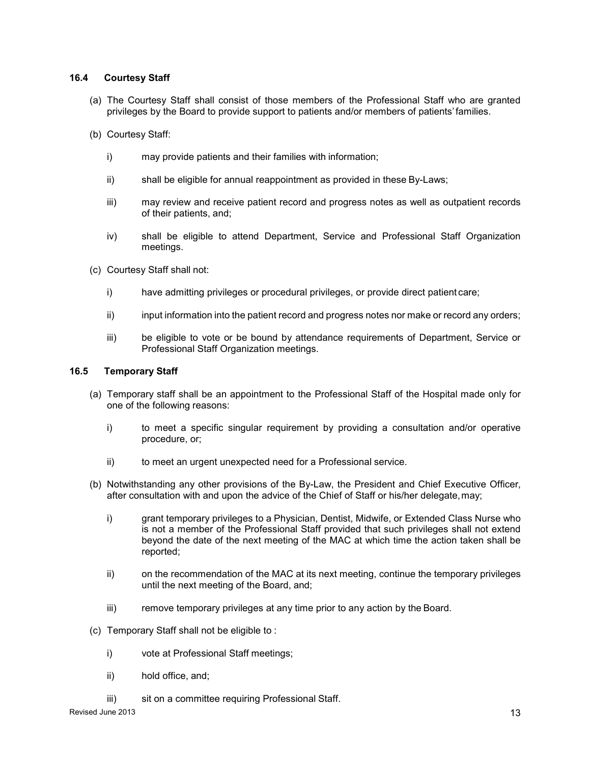### 16.4 Courtesy Staff

(a) The Courtesy Staff shall consist of those members of the Professional Staff who are granted privileges by the Board to provide support to patients and/or members of patients' families.

(b) Courtesy Staff:

  i) may provide patients and their families with information;

  ii) shall be eligible for annual reappointment as provided in these By-Laws;

  iii) may review and receive patient record and progress notes as well as outpatient records of their patients, and;

  iv) shall be eligible to attend Department, Service and Professional Staff Organization meetings.

(c) Courtesy Staff shall not:

  i) have admitting privileges or procedural privileges, or provide direct patient care;

  ii) input information into the patient record and progress notes nor make or record any orders;

  iii) be eligible to vote or be bound by attendance requirements of Department, Service or Professional Staff Organization meetings.

### 16.5 Temporary Staff

(a) Temporary staff shall be an appointment to the Professional Staff of the Hospital made only for one of the following reasons:

  i) to meet a specific singular requirement by providing a consultation and/or operative procedure, or;

  ii) to meet an urgent unexpected need for a Professional service.

(b) Notwithstanding any other provisions of the By-Law, the President and Chief Executive Officer, after consultation with and upon the advice of the Chief of Staff or his/her delegate, may;

  i) grant temporary privileges to a Physician, Dentist, Midwife, or Extended Class Nurse who is not a member of the Professional Staff provided that such privileges shall not extend beyond the date of the next meeting of the MAC at which time the action taken shall be reported;

  ii) on the recommendation of the MAC at its next meeting, continue the temporary privileges until the next meeting of the Board, and;

  iii) remove temporary privileges at any time prior to any action by the Board.

(c) Temporary Staff shall not be eligible to :

  i) vote at Professional Staff meetings;

  ii) hold office, and;

  iii) sit on a committee requiring Professional Staff.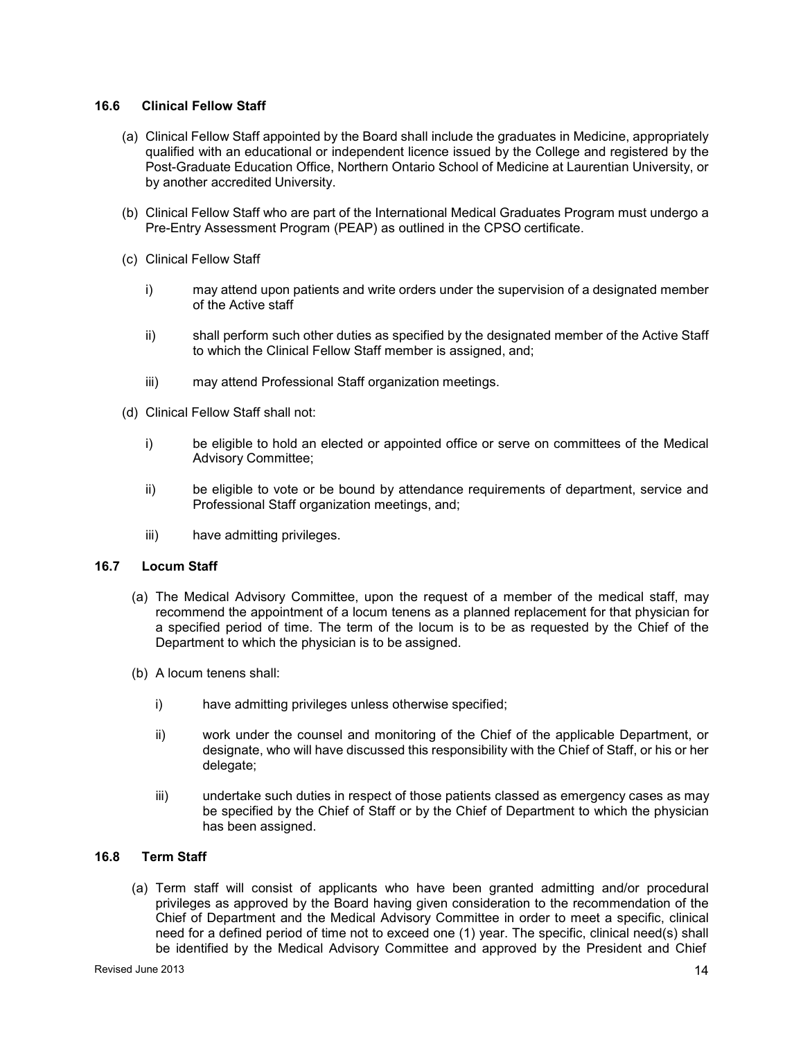### 16.6 Clinical Fellow Staff

(a) Clinical Fellow Staff appointed by the Board shall include the graduates in Medicine, appropriately qualified with an educational or independent licence issued by the College and registered by the Post-Graduate Education Office, Northern Ontario School of Medicine at Laurentian University, or by another accredited University.

(b) Clinical Fellow Staff who are part of the International Medical Graduates Program must undergo a Pre-Entry Assessment Program (PEAP) as outlined in the CPSO certificate.

(c) Clinical Fellow Staff

   i) may attend upon patients and write orders under the supervision of a designated member of the Active staff

   ii) shall perform such other duties as specified by the designated member of the Active Staff to which the Clinical Fellow Staff member is assigned, and;

   iii) may attend Professional Staff organization meetings.

(d) Clinical Fellow Staff shall not:

   i) be eligible to hold an elected or appointed office or serve on committees of the Medical Advisory Committee;

   ii) be eligible to vote or be bound by attendance requirements of department, service and Professional Staff organization meetings, and;

   iii) have admitting privileges.

### 16.7 Locum Staff

(a) The Medical Advisory Committee, upon the request of a member of the medical staff, may recommend the appointment of a locum tenens as a planned replacement for that physician for a specified period of time. The term of the locum is to be as requested by the Chief of the Department to which the physician is to be assigned.

(b) A locum tenens shall:

   i) have admitting privileges unless otherwise specified;

   ii) work under the counsel and monitoring of the Chief of the applicable Department, or designate, who will have discussed this responsibility with the Chief of Staff, or his or her delegate;

   iii) undertake such duties in respect of those patients classed as emergency cases as may be specified by the Chief of Staff or by the Chief of Department to which the physician has been assigned.

### 16.8 Term Staff

(a) Term staff will consist of applicants who have been granted admitting and/or procedural privileges as approved by the Board having given consideration to the recommendation of the Chief of Department and the Medical Advisory Committee in order to meet a specific, clinical need for a defined period of time not to exceed one (1) year. The specific, clinical need(s) shall be identified by the Medical Advisory Committee and approved by the President and Chief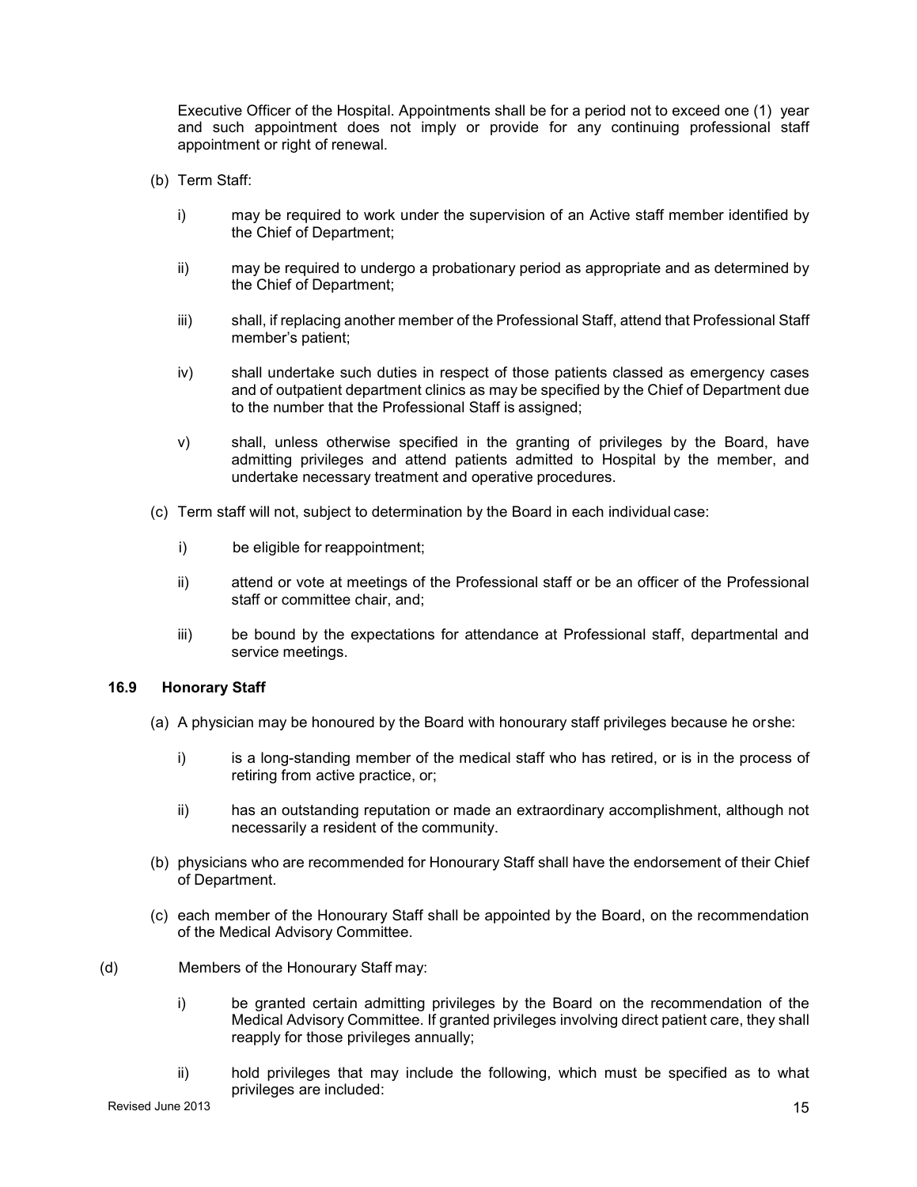Executive Officer of the Hospital. Appointments shall be for a period not to exceed one (1) year and such appointment does not imply or provide for any continuing professional staff appointment or right of renewal.

(b) Term Staff:

i) may be required to work under the supervision of an Active staff member identified by the Chief of Department;

ii) may be required to undergo a probationary period as appropriate and as determined by the Chief of Department;

iii) shall, if replacing another member of the Professional Staff, attend that Professional Staff member's patient;

iv) shall undertake such duties in respect of those patients classed as emergency cases and of outpatient department clinics as may be specified by the Chief of Department due to the number that the Professional Staff is assigned;

v) shall, unless otherwise specified in the granting of privileges by the Board, have admitting privileges and attend patients admitted to Hospital by the member, and undertake necessary treatment and operative procedures.

(c) Term staff will not, subject to determination by the Board in each individual case:

i) be eligible for reappointment;

ii) attend or vote at meetings of the Professional staff or be an officer of the Professional staff or committee chair, and;

iii) be bound by the expectations for attendance at Professional staff, departmental and service meetings.

### 16.9 Honorary Staff

(a) A physician may be honoured by the Board with honourary staff privileges because he or she:

i) is a long-standing member of the medical staff who has retired, or is in the process of retiring from active practice, or;

ii) has an outstanding reputation or made an extraordinary accomplishment, although not necessarily a resident of the community.

(b) physicians who are recommended for Honourary Staff shall have the endorsement of their Chief of Department.

(c) each member of the Honourary Staff shall be appointed by the Board, on the recommendation of the Medical Advisory Committee.

(d) Members of the Honourary Staff may:

i) be granted certain admitting privileges by the Board on the recommendation of the Medical Advisory Committee. If granted privileges involving direct patient care, they shall reapply for those privileges annually;

ii) hold privileges that may include the following, which must be specified as to what privileges are included: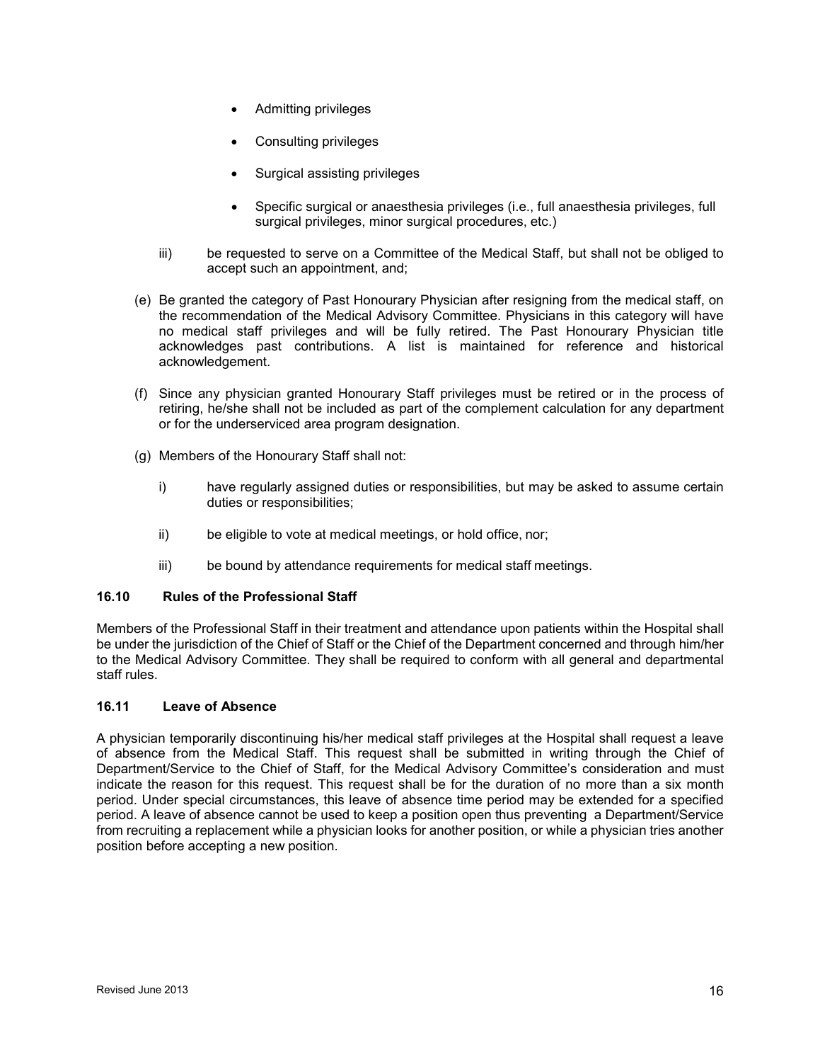- Admitting privileges
- Consulting privileges
- Surgical assisting privileges
- Specific surgical or anaesthesia privileges (i.e., full anaesthesia privileges, full surgical privileges, minor surgical procedures, etc.)

iii) be requested to serve on a Committee of the Medical Staff, but shall not be obliged to accept such an appointment, and;

(e) Be granted the category of Past Honourary Physician after resigning from the medical staff, on the recommendation of the Medical Advisory Committee. Physicians in this category will have no medical staff privileges and will be fully retired. The Past Honourary Physician title acknowledges past contributions. A list is maintained for reference and historical acknowledgement.

(f) Since any physician granted Honourary Staff privileges must be retired or in the process of retiring, he/she shall not be included as part of the complement calculation for any department or for the underserviced area program designation.

(g) Members of the Honourary Staff shall not:

i) have regularly assigned duties or responsibilities, but may be asked to assume certain duties or responsibilities;

ii) be eligible to vote at medical meetings, or hold office, nor;

iii) be bound by attendance requirements for medical staff meetings.

### 16.10 Rules of the Professional Staff

Members of the Professional Staff in their treatment and attendance upon patients within the Hospital shall be under the jurisdiction of the Chief of Staff or the Chief of the Department concerned and through him/her to the Medical Advisory Committee. They shall be required to conform with all general and departmental staff rules.

### 16.11 Leave of Absence

A physician temporarily discontinuing his/her medical staff privileges at the Hospital shall request a leave of absence from the Medical Staff. This request shall be submitted in writing through the Chief of Department/Service to the Chief of Staff, for the Medical Advisory Committee's consideration and must indicate the reason for this request. This request shall be for the duration of no more than a six month period. Under special circumstances, this leave of absence time period may be extended for a specified period. A leave of absence cannot be used to keep a position open thus preventing a Department/Service from recruiting a replacement while a physician looks for another position, or while a physician tries another position before accepting a new position.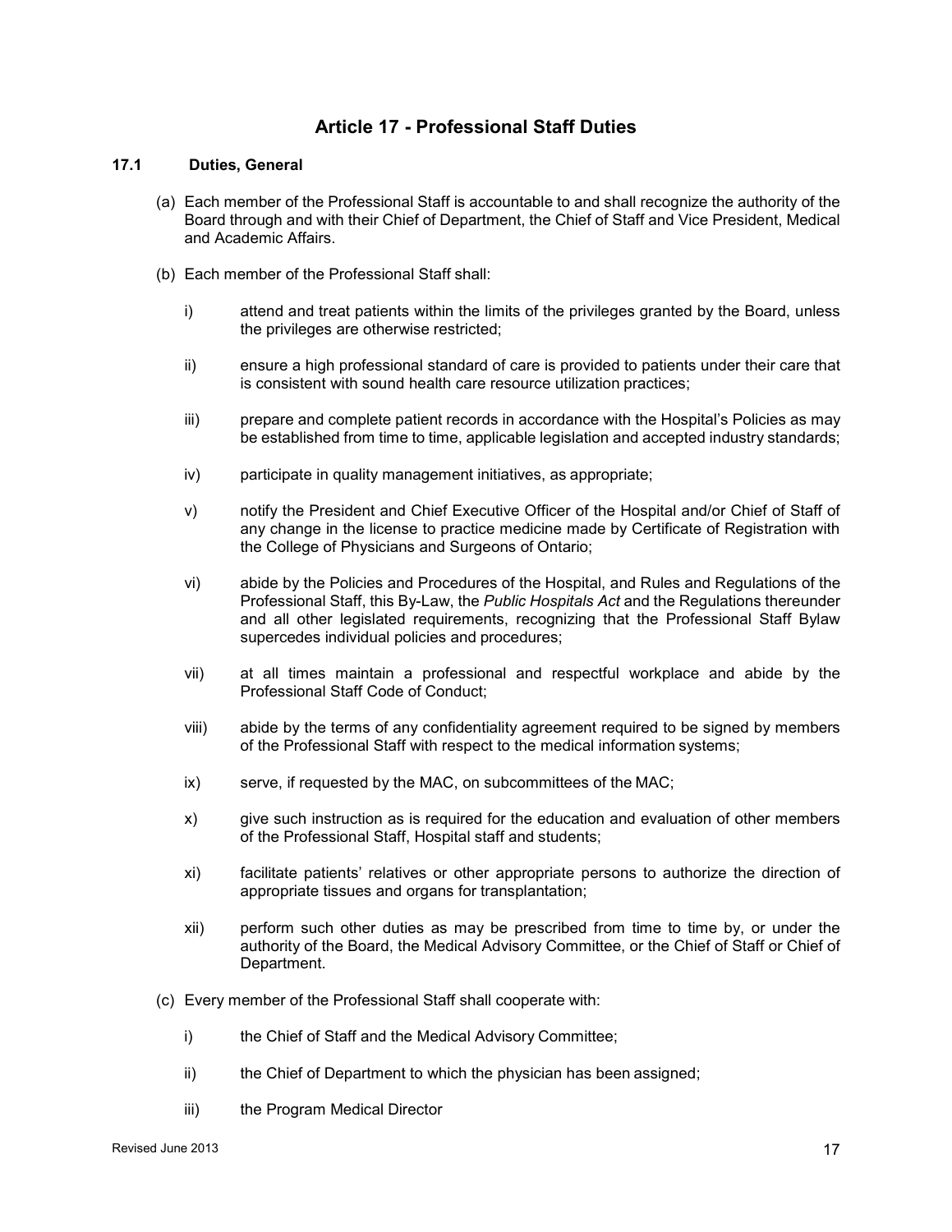# Article 17 - Professional Staff Duties

### 17.1 Duties, General

(a) Each member of the Professional Staff is accountable to and shall recognize the authority of the Board through and with their Chief of Department, the Chief of Staff and Vice President, Medical and Academic Affairs.

(b) Each member of the Professional Staff shall:

i) attend and treat patients within the limits of the privileges granted by the Board, unless the privileges are otherwise restricted;

ii) ensure a high professional standard of care is provided to patients under their care that is consistent with sound health care resource utilization practices;

iii) prepare and complete patient records in accordance with the Hospital's Policies as may be established from time to time, applicable legislation and accepted industry standards;

iv) participate in quality management initiatives, as appropriate;

v) notify the President and Chief Executive Officer of the Hospital and/or Chief of Staff of any change in the license to practice medicine made by Certificate of Registration with the College of Physicians and Surgeons of Ontario;

vi) abide by the Policies and Procedures of the Hospital, and Rules and Regulations of the Professional Staff, this By-Law, the *Public Hospitals Act* and the Regulations thereunder and all other legislated requirements, recognizing that the Professional Staff Bylaw supercedes individual policies and procedures;

vii) at all times maintain a professional and respectful workplace and abide by the Professional Staff Code of Conduct;

viii) abide by the terms of any confidentiality agreement required to be signed by members of the Professional Staff with respect to the medical information systems;

ix) serve, if requested by the MAC, on subcommittees of the MAC;

x) give such instruction as is required for the education and evaluation of other members of the Professional Staff, Hospital staff and students;

xi) facilitate patients' relatives or other appropriate persons to authorize the direction of appropriate tissues and organs for transplantation;

xii) perform such other duties as may be prescribed from time to time by, or under the authority of the Board, the Medical Advisory Committee, or the Chief of Staff or Chief of Department.

(c) Every member of the Professional Staff shall cooperate with:

i) the Chief of Staff and the Medical Advisory Committee;

ii) the Chief of Department to which the physician has been assigned;

iii) the Program Medical Director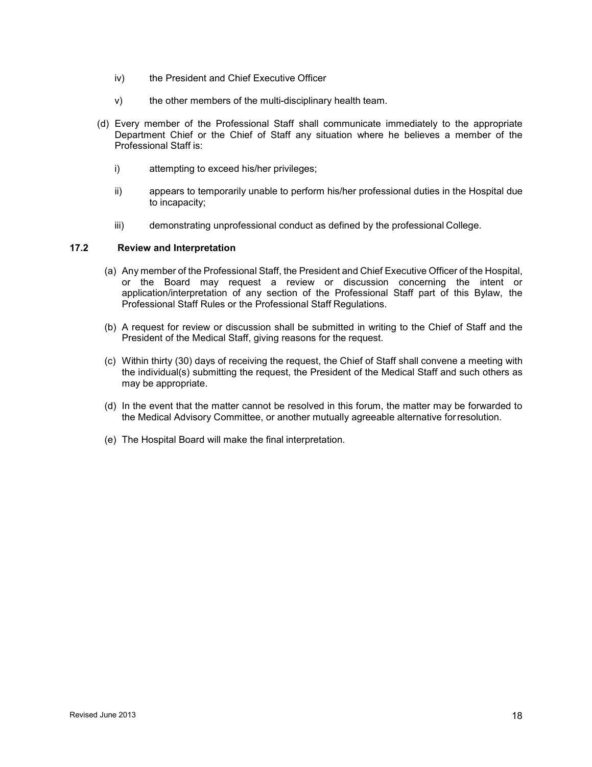iv) the President and Chief Executive Officer

v) the other members of the multi-disciplinary health team.

(d) Every member of the Professional Staff shall communicate immediately to the appropriate Department Chief or the Chief of Staff any situation where he believes a member of the Professional Staff is:

i) attempting to exceed his/her privileges;

ii) appears to temporarily unable to perform his/her professional duties in the Hospital due to incapacity;

iii) demonstrating unprofessional conduct as defined by the professional College.

### 17.2 Review and Interpretation

(a) Any member of the Professional Staff, the President and Chief Executive Officer of the Hospital, or the Board may request a review or discussion concerning the intent or application/interpretation of any section of the Professional Staff part of this Bylaw, the Professional Staff Rules or the Professional Staff Regulations.

(b) A request for review or discussion shall be submitted in writing to the Chief of Staff and the President of the Medical Staff, giving reasons for the request.

(c) Within thirty (30) days of receiving the request, the Chief of Staff shall convene a meeting with the individual(s) submitting the request, the President of the Medical Staff and such others as may be appropriate.

(d) In the event that the matter cannot be resolved in this forum, the matter may be forwarded to the Medical Advisory Committee, or another mutually agreeable alternative for resolution.

(e) The Hospital Board will make the final interpretation.

Revised June 2013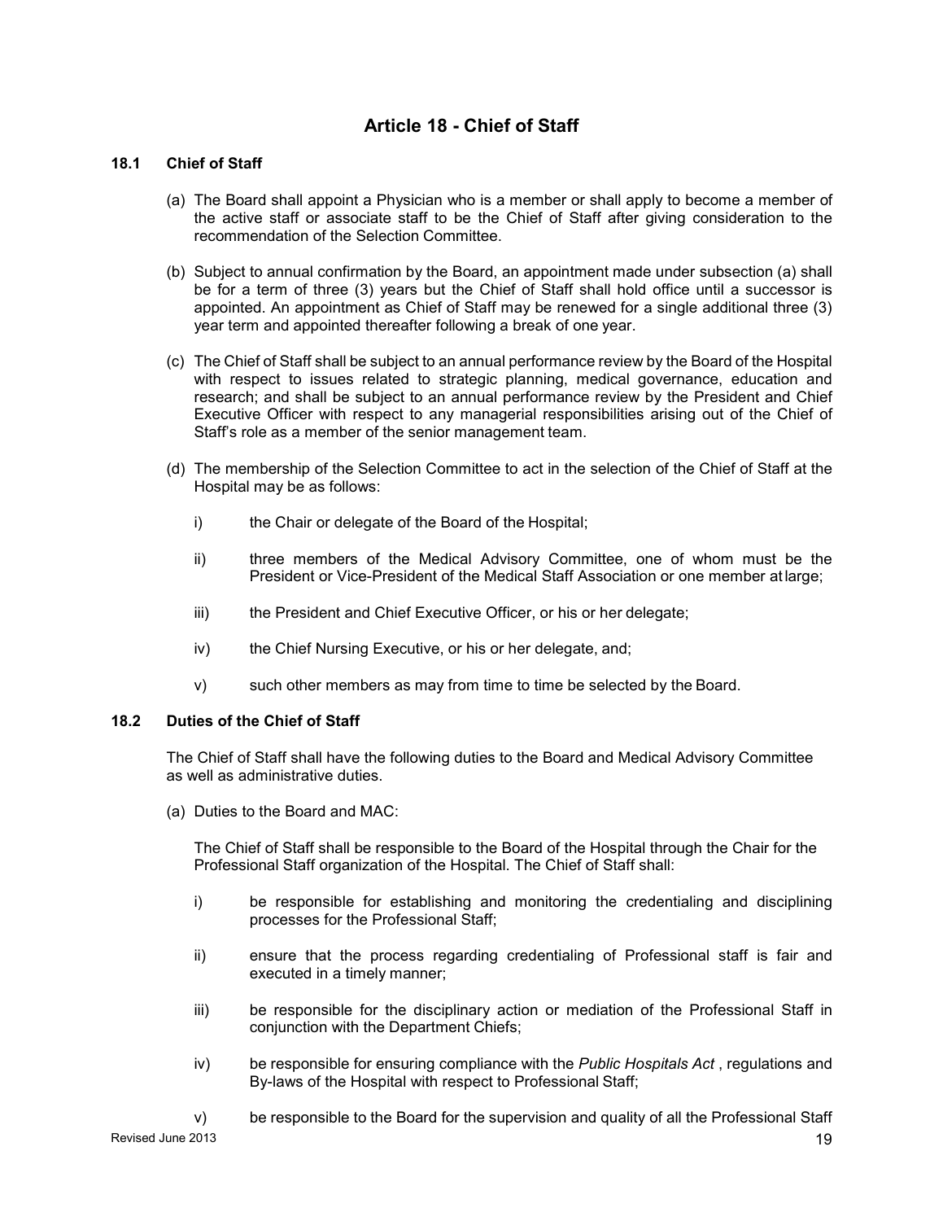# Article 18 - Chief of Staff

### 18.1 Chief of Staff

(a) The Board shall appoint a Physician who is a member or shall apply to become a member of the active staff or associate staff to be the Chief of Staff after giving consideration to the recommendation of the Selection Committee.

(b) Subject to annual confirmation by the Board, an appointment made under subsection (a) shall be for a term of three (3) years but the Chief of Staff shall hold office until a successor is appointed. An appointment as Chief of Staff may be renewed for a single additional three (3) year term and appointed thereafter following a break of one year.

(c) The Chief of Staff shall be subject to an annual performance review by the Board of the Hospital with respect to issues related to strategic planning, medical governance, education and research; and shall be subject to an annual performance review by the President and Chief Executive Officer with respect to any managerial responsibilities arising out of the Chief of Staff's role as a member of the senior management team.

(d) The membership of the Selection Committee to act in the selection of the Chief of Staff at the Hospital may be as follows:

i) the Chair or delegate of the Board of the Hospital;

ii) three members of the Medical Advisory Committee, one of whom must be the President or Vice-President of the Medical Staff Association or one member at large;

iii) the President and Chief Executive Officer, or his or her delegate;

iv) the Chief Nursing Executive, or his or her delegate, and;

v) such other members as may from time to time be selected by the Board.

### 18.2 Duties of the Chief of Staff

The Chief of Staff shall have the following duties to the Board and Medical Advisory Committee as well as administrative duties.

(a) Duties to the Board and MAC:

The Chief of Staff shall be responsible to the Board of the Hospital through the Chair for the Professional Staff organization of the Hospital. The Chief of Staff shall:

i) be responsible for establishing and monitoring the credentialing and disciplining processes for the Professional Staff;

ii) ensure that the process regarding credentialing of Professional staff is fair and executed in a timely manner;

iii) be responsible for the disciplinary action or mediation of the Professional Staff in conjunction with the Department Chiefs;

iv) be responsible for ensuring compliance with the *Public Hospitals Act* , regulations and By-laws of the Hospital with respect to Professional Staff;

v) be responsible to the Board for the supervision and quality of all the Professional Staff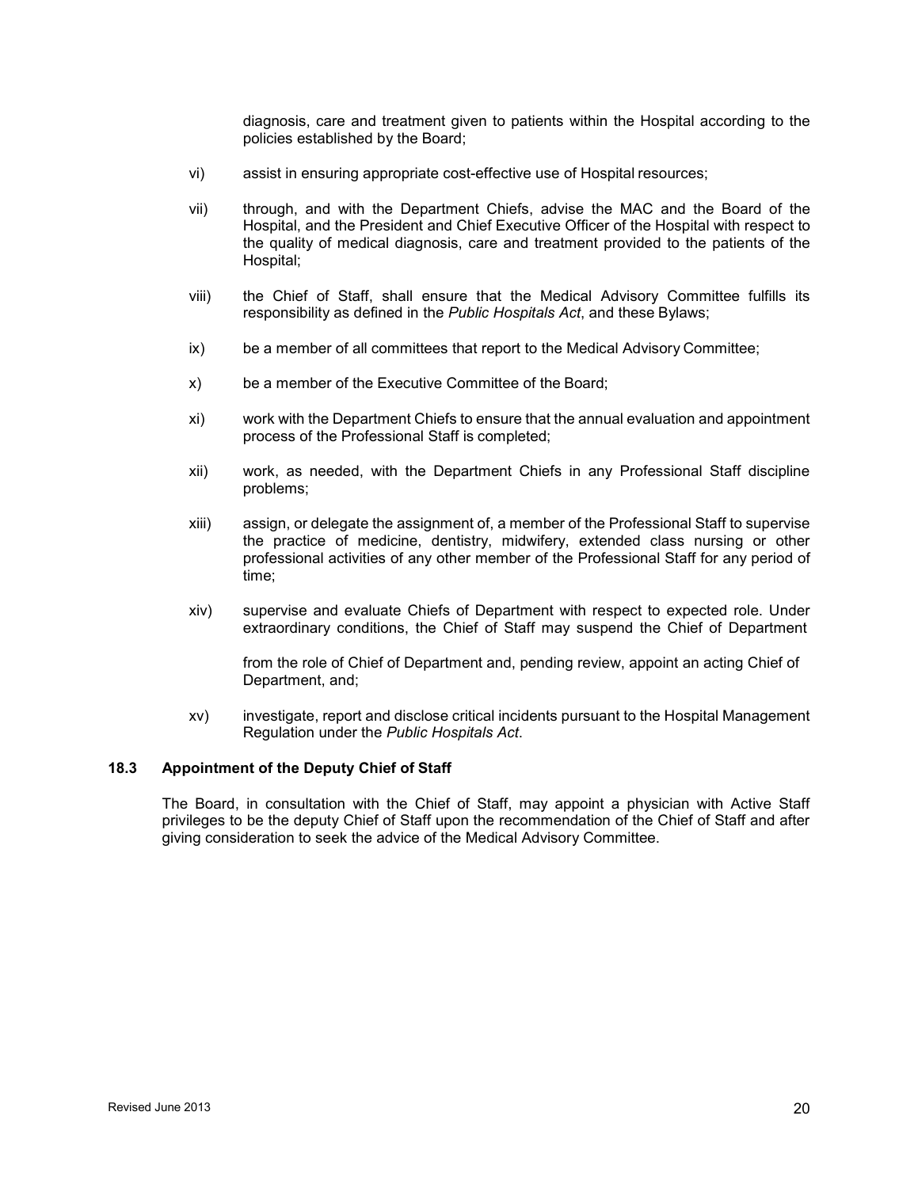diagnosis, care and treatment given to patients within the Hospital according to the policies established by the Board;

vi) assist in ensuring appropriate cost-effective use of Hospital resources;

vii) through, and with the Department Chiefs, advise the MAC and the Board of the Hospital, and the President and Chief Executive Officer of the Hospital with respect to the quality of medical diagnosis, care and treatment provided to the patients of the Hospital;

viii) the Chief of Staff, shall ensure that the Medical Advisory Committee fulfills its responsibility as defined in the *Public Hospitals Act*, and these Bylaws;

ix) be a member of all committees that report to the Medical Advisory Committee;

x) be a member of the Executive Committee of the Board;

xi) work with the Department Chiefs to ensure that the annual evaluation and appointment process of the Professional Staff is completed;

xii) work, as needed, with the Department Chiefs in any Professional Staff discipline problems;

xiii) assign, or delegate the assignment of, a member of the Professional Staff to supervise the practice of medicine, dentistry, midwifery, extended class nursing or other professional activities of any other member of the Professional Staff for any period of time;

xiv) supervise and evaluate Chiefs of Department with respect to expected role. Under extraordinary conditions, the Chief of Staff may suspend the Chief of Department from the role of Chief of Department and, pending review, appoint an acting Chief of Department, and;

xv) investigate, report and disclose critical incidents pursuant to the Hospital Management Regulation under the *Public Hospitals Act*.

### 18.3 Appointment of the Deputy Chief of Staff

The Board, in consultation with the Chief of Staff, may appoint a physician with Active Staff privileges to be the deputy Chief of Staff upon the recommendation of the Chief of Staff and after giving consideration to seek the advice of the Medical Advisory Committee.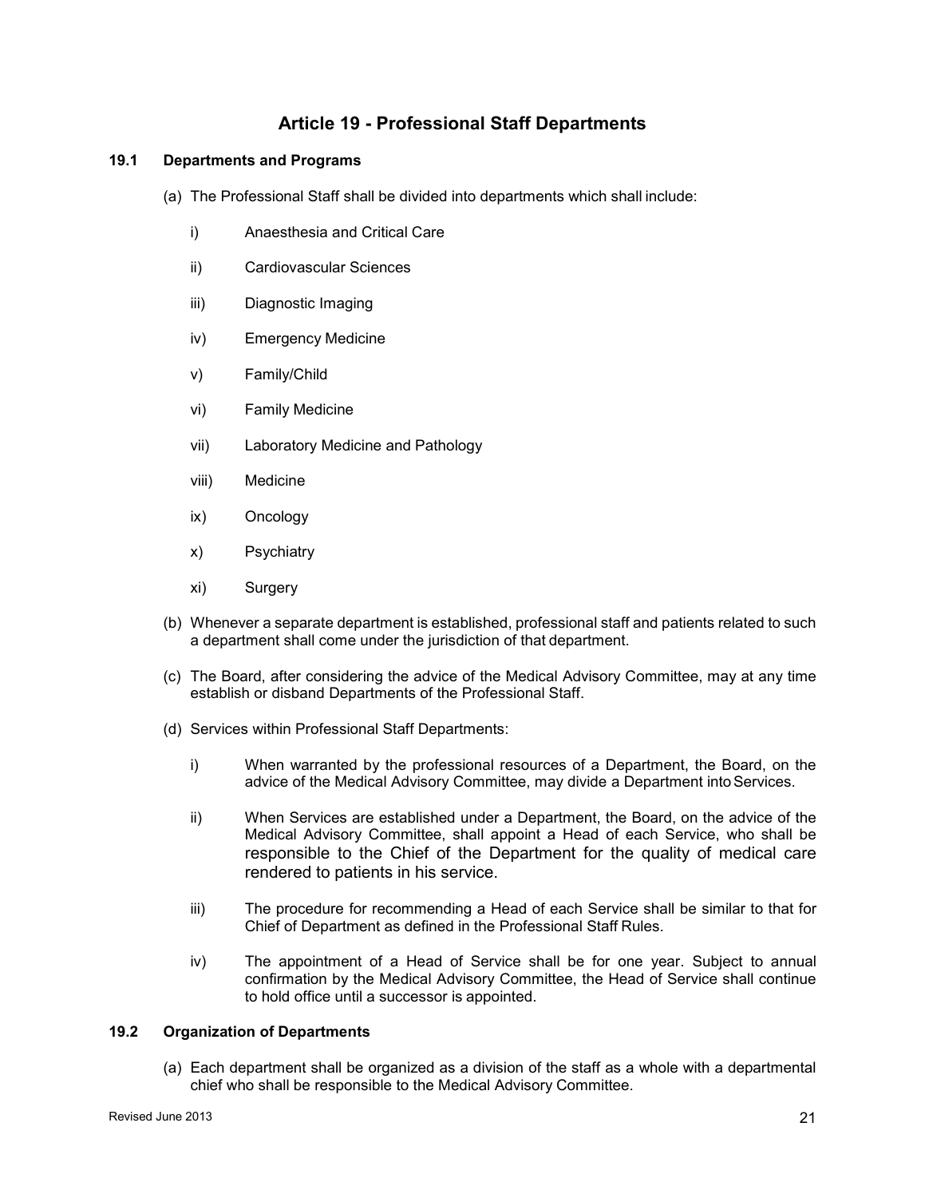## Article 19 - Professional Staff Departments

### 19.1 Departments and Programs

(a) The Professional Staff shall be divided into departments which shall include:

i) Anaesthesia and Critical Care

ii) Cardiovascular Sciences

iii) Diagnostic Imaging

iv) Emergency Medicine

v) Family/Child

vi) Family Medicine

vii) Laboratory Medicine and Pathology

viii) Medicine

ix) Oncology

x) Psychiatry

xi) Surgery

(b) Whenever a separate department is established, professional staff and patients related to such a department shall come under the jurisdiction of that department.

(c) The Board, after considering the advice of the Medical Advisory Committee, may at any time establish or disband Departments of the Professional Staff.

(d) Services within Professional Staff Departments:

i) When warranted by the professional resources of a Department, the Board, on the advice of the Medical Advisory Committee, may divide a Department into Services.

ii) When Services are established under a Department, the Board, on the advice of the Medical Advisory Committee, shall appoint a Head of each Service, who shall be responsible to the Chief of the Department for the quality of medical care rendered to patients in his service.

iii) The procedure for recommending a Head of each Service shall be similar to that for Chief of Department as defined in the Professional Staff Rules.

iv) The appointment of a Head of Service shall be for one year. Subject to annual confirmation by the Medical Advisory Committee, the Head of Service shall continue to hold office until a successor is appointed.

### 19.2 Organization of Departments

(a) Each department shall be organized as a division of the staff as a whole with a departmental chief who shall be responsible to the Medical Advisory Committee.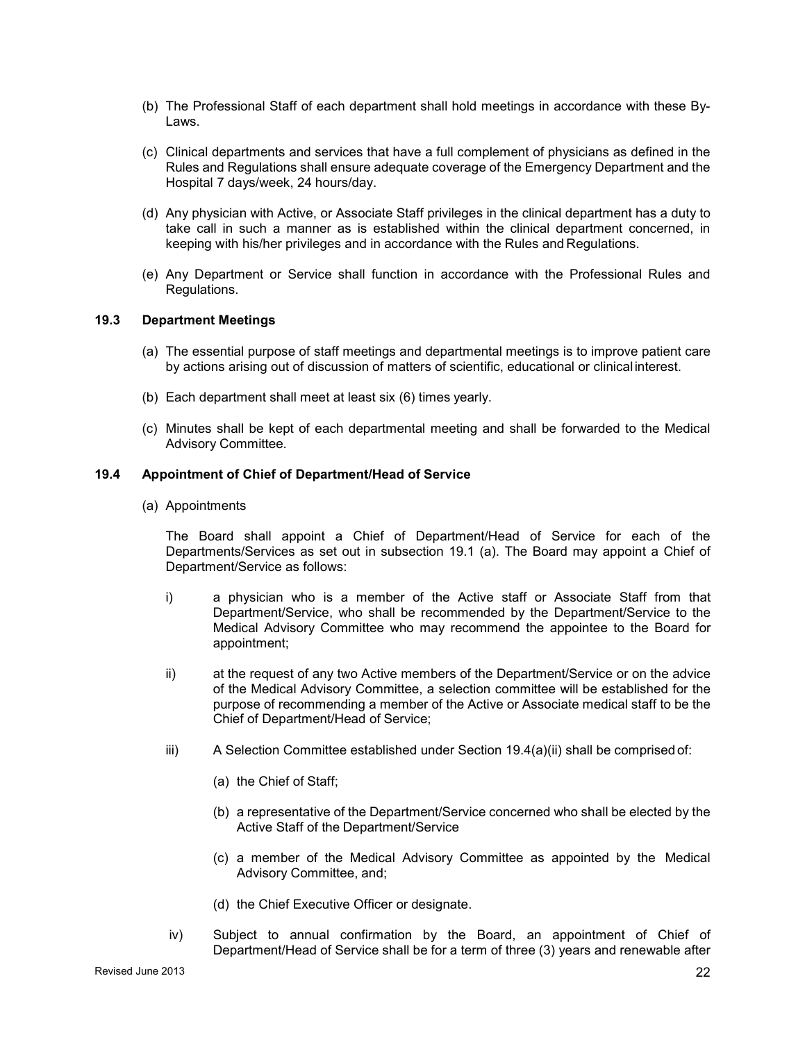(b) The Professional Staff of each department shall hold meetings in accordance with these By-Laws.

(c) Clinical departments and services that have a full complement of physicians as defined in the Rules and Regulations shall ensure adequate coverage of the Emergency Department and the Hospital 7 days/week, 24 hours/day.

(d) Any physician with Active, or Associate Staff privileges in the clinical department has a duty to take call in such a manner as is established within the clinical department concerned, in keeping with his/her privileges and in accordance with the Rules and Regulations.

(e) Any Department or Service shall function in accordance with the Professional Rules and Regulations.

### 19.3 Department Meetings

(a) The essential purpose of staff meetings and departmental meetings is to improve patient care by actions arising out of discussion of matters of scientific, educational or clinical interest.

(b) Each department shall meet at least six (6) times yearly.

(c) Minutes shall be kept of each departmental meeting and shall be forwarded to the Medical Advisory Committee.

### 19.4 Appointment of Chief of Department/Head of Service

(a) Appointments

The Board shall appoint a Chief of Department/Head of Service for each of the Departments/Services as set out in subsection 19.1 (a). The Board may appoint a Chief of Department/Service as follows:

i) a physician who is a member of the Active staff or Associate Staff from that Department/Service, who shall be recommended by the Department/Service to the Medical Advisory Committee who may recommend the appointee to the Board for appointment;

ii) at the request of any two Active members of the Department/Service or on the advice of the Medical Advisory Committee, a selection committee will be established for the purpose of recommending a member of the Active or Associate medical staff to be the Chief of Department/Head of Service;

iii) A Selection Committee established under Section 19.4(a)(ii) shall be comprised of:

  (a) the Chief of Staff;

  (b) a representative of the Department/Service concerned who shall be elected by the Active Staff of the Department/Service

  (c) a member of the Medical Advisory Committee as appointed by the Medical Advisory Committee, and;

  (d) the Chief Executive Officer or designate.

iv) Subject to annual confirmation by the Board, an appointment of Chief of Department/Head of Service shall be for a term of three (3) years and renewable after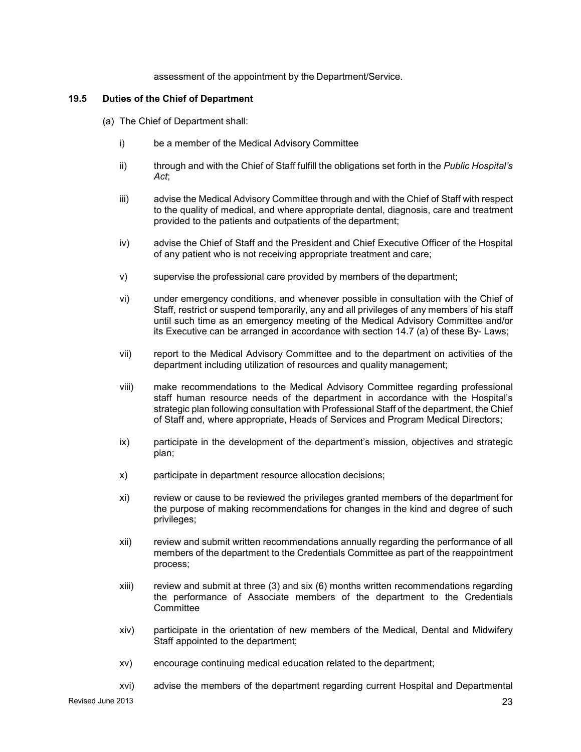assessment of the appointment by the Department/Service.

### 19.5 Duties of the Chief of Department

(a) The Chief of Department shall:

i) be a member of the Medical Advisory Committee

ii) through and with the Chief of Staff fulfill the obligations set forth in the *Public Hospital's Act*;

iii) advise the Medical Advisory Committee through and with the Chief of Staff with respect to the quality of medical, and where appropriate dental, diagnosis, care and treatment provided to the patients and outpatients of the department;

iv) advise the Chief of Staff and the President and Chief Executive Officer of the Hospital of any patient who is not receiving appropriate treatment and care;

v) supervise the professional care provided by members of the department;

vi) under emergency conditions, and whenever possible in consultation with the Chief of Staff, restrict or suspend temporarily, any and all privileges of any members of his staff until such time as an emergency meeting of the Medical Advisory Committee and/or its Executive can be arranged in accordance with section 14.7 (a) of these By- Laws;

vii) report to the Medical Advisory Committee and to the department on activities of the department including utilization of resources and quality management;

viii) make recommendations to the Medical Advisory Committee regarding professional staff human resource needs of the department in accordance with the Hospital's strategic plan following consultation with Professional Staff of the department, the Chief of Staff and, where appropriate, Heads of Services and Program Medical Directors;

ix) participate in the development of the department's mission, objectives and strategic plan;

x) participate in department resource allocation decisions;

xi) review or cause to be reviewed the privileges granted members of the department for the purpose of making recommendations for changes in the kind and degree of such privileges;

xii) review and submit written recommendations annually regarding the performance of all members of the department to the Credentials Committee as part of the reappointment process;

xiii) review and submit at three (3) and six (6) months written recommendations regarding the performance of Associate members of the department to the Credentials Committee

xiv) participate in the orientation of new members of the Medical, Dental and Midwifery Staff appointed to the department;

xv) encourage continuing medical education related to the department;

xvi) advise the members of the department regarding current Hospital and Departmental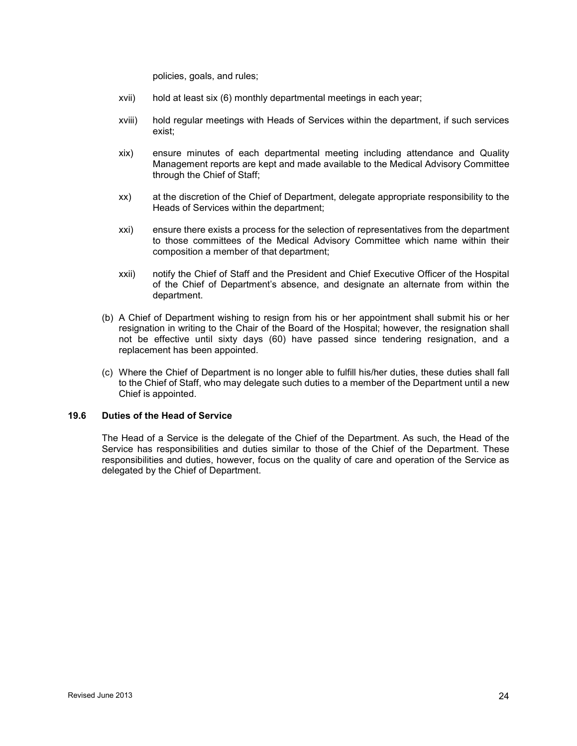policies, goals, and rules;

xvii) hold at least six (6) monthly departmental meetings in each year;

xviii) hold regular meetings with Heads of Services within the department, if such services exist;

xix) ensure minutes of each departmental meeting including attendance and Quality Management reports are kept and made available to the Medical Advisory Committee through the Chief of Staff;

xx) at the discretion of the Chief of Department, delegate appropriate responsibility to the Heads of Services within the department;

xxi) ensure there exists a process for the selection of representatives from the department to those committees of the Medical Advisory Committee which name within their composition a member of that department;

xxii) notify the Chief of Staff and the President and Chief Executive Officer of the Hospital of the Chief of Department's absence, and designate an alternate from within the department.

(b) A Chief of Department wishing to resign from his or her appointment shall submit his or her resignation in writing to the Chair of the Board of the Hospital; however, the resignation shall not be effective until sixty days (60) have passed since tendering resignation, and a replacement has been appointed.

(c) Where the Chief of Department is no longer able to fulfill his/her duties, these duties shall fall to the Chief of Staff, who may delegate such duties to a member of the Department until a new Chief is appointed.

### 19.6 Duties of the Head of Service

The Head of a Service is the delegate of the Chief of the Department. As such, the Head of the Service has responsibilities and duties similar to those of the Chief of the Department. These responsibilities and duties, however, focus on the quality of care and operation of the Service as delegated by the Chief of Department.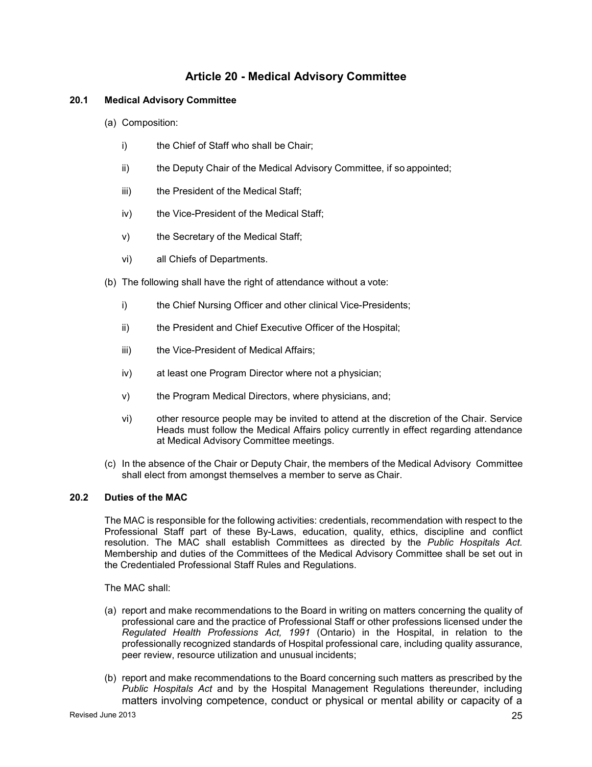# Article 20 - Medical Advisory Committee

### 20.1 Medical Advisory Committee

(a) Composition:

- i) the Chief of Staff who shall be Chair;
- ii) the Deputy Chair of the Medical Advisory Committee, if so appointed;
- iii) the President of the Medical Staff;
- iv) the Vice-President of the Medical Staff;
- v) the Secretary of the Medical Staff;
- vi) all Chiefs of Departments.

(b) The following shall have the right of attendance without a vote:

- i) the Chief Nursing Officer and other clinical Vice-Presidents;
- ii) the President and Chief Executive Officer of the Hospital;
- iii) the Vice-President of Medical Affairs;
- iv) at least one Program Director where not a physician;
- v) the Program Medical Directors, where physicians, and;
- vi) other resource people may be invited to attend at the discretion of the Chair. Service Heads must follow the Medical Affairs policy currently in effect regarding attendance at Medical Advisory Committee meetings.

(c) In the absence of the Chair or Deputy Chair, the members of the Medical Advisory Committee shall elect from amongst themselves a member to serve as Chair.

### 20.2 Duties of the MAC

The MAC is responsible for the following activities: credentials, recommendation with respect to the Professional Staff part of these By-Laws, education, quality, ethics, discipline and conflict resolution. The MAC shall establish Committees as directed by the *Public Hospitals Act.* Membership and duties of the Committees of the Medical Advisory Committee shall be set out in the Credentialed Professional Staff Rules and Regulations.

The MAC shall:

(a) report and make recommendations to the Board in writing on matters concerning the quality of professional care and the practice of Professional Staff or other professions licensed under the *Regulated Health Professions Act, 1991* (Ontario) in the Hospital, in relation to the professionally recognized standards of Hospital professional care, including quality assurance, peer review, resource utilization and unusual incidents;

(b) report and make recommendations to the Board concerning such matters as prescribed by the *Public Hospitals Act* and by the Hospital Management Regulations thereunder, including matters involving competence, conduct or physical or mental ability or capacity of a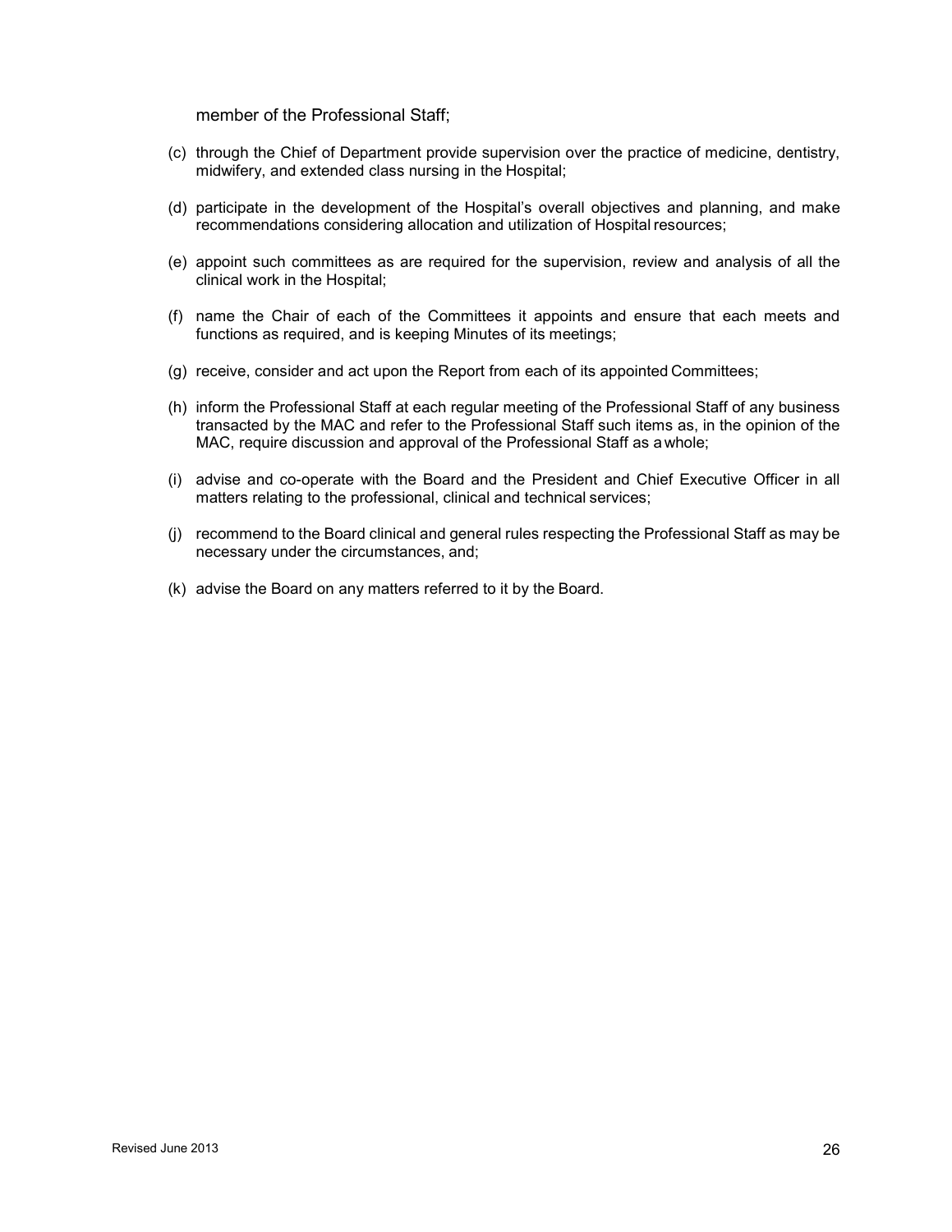member of the Professional Staff;

(c) through the Chief of Department provide supervision over the practice of medicine, dentistry, midwifery, and extended class nursing in the Hospital;

(d) participate in the development of the Hospital's overall objectives and planning, and make recommendations considering allocation and utilization of Hospital resources;

(e) appoint such committees as are required for the supervision, review and analysis of all the clinical work in the Hospital;

(f) name the Chair of each of the Committees it appoints and ensure that each meets and functions as required, and is keeping Minutes of its meetings;

(g) receive, consider and act upon the Report from each of its appointed Committees;

(h) inform the Professional Staff at each regular meeting of the Professional Staff of any business transacted by the MAC and refer to the Professional Staff such items as, in the opinion of the MAC, require discussion and approval of the Professional Staff as a whole;

(i) advise and co-operate with the Board and the President and Chief Executive Officer in all matters relating to the professional, clinical and technical services;

(j) recommend to the Board clinical and general rules respecting the Professional Staff as may be necessary under the circumstances, and;

(k) advise the Board on any matters referred to it by the Board.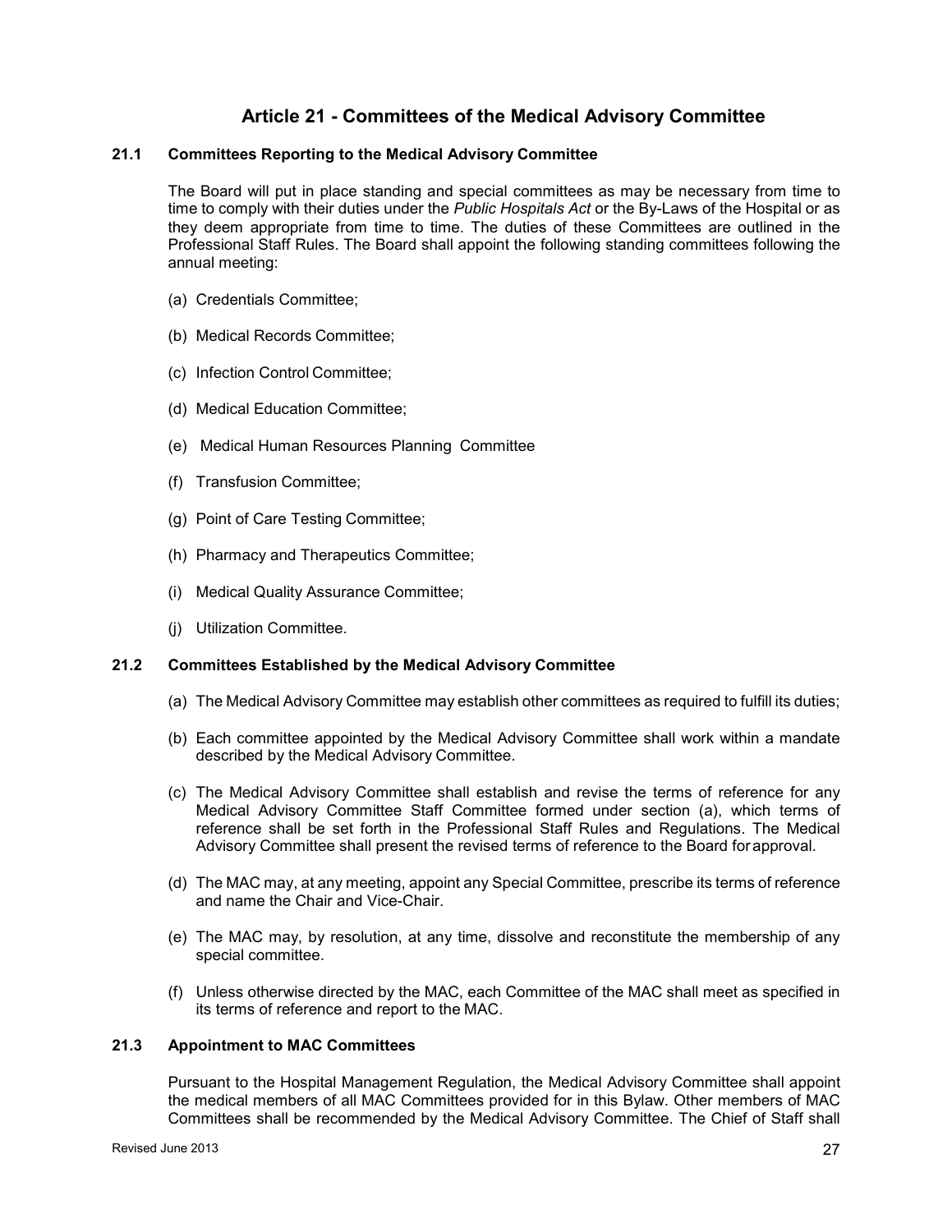## Article 21 - Committees of the Medical Advisory Committee

### 21.1 Committees Reporting to the Medical Advisory Committee

The Board will put in place standing and special committees as may be necessary from time to time to comply with their duties under the *Public Hospitals Act* or the By-Laws of the Hospital or as they deem appropriate from time to time. The duties of these Committees are outlined in the Professional Staff Rules. The Board shall appoint the following standing committees following the annual meeting:

(a) Credentials Committee;

(b) Medical Records Committee;

(c) Infection Control Committee;

(d) Medical Education Committee;

(e) Medical Human Resources Planning Committee

(f) Transfusion Committee;

(g) Point of Care Testing Committee;

(h) Pharmacy and Therapeutics Committee;

(i) Medical Quality Assurance Committee;

(j) Utilization Committee.

### 21.2 Committees Established by the Medical Advisory Committee

(a) The Medical Advisory Committee may establish other committees as required to fulfill its duties;

(b) Each committee appointed by the Medical Advisory Committee shall work within a mandate described by the Medical Advisory Committee.

(c) The Medical Advisory Committee shall establish and revise the terms of reference for any Medical Advisory Committee Staff Committee formed under section (a), which terms of reference shall be set forth in the Professional Staff Rules and Regulations. The Medical Advisory Committee shall present the revised terms of reference to the Board for approval.

(d) The MAC may, at any meeting, appoint any Special Committee, prescribe its terms of reference and name the Chair and Vice-Chair.

(e) The MAC may, by resolution, at any time, dissolve and reconstitute the membership of any special committee.

(f) Unless otherwise directed by the MAC, each Committee of the MAC shall meet as specified in its terms of reference and report to the MAC.

### 21.3 Appointment to MAC Committees

Pursuant to the Hospital Management Regulation, the Medical Advisory Committee shall appoint the medical members of all MAC Committees provided for in this Bylaw. Other members of MAC Committees shall be recommended by the Medical Advisory Committee. The Chief of Staff shall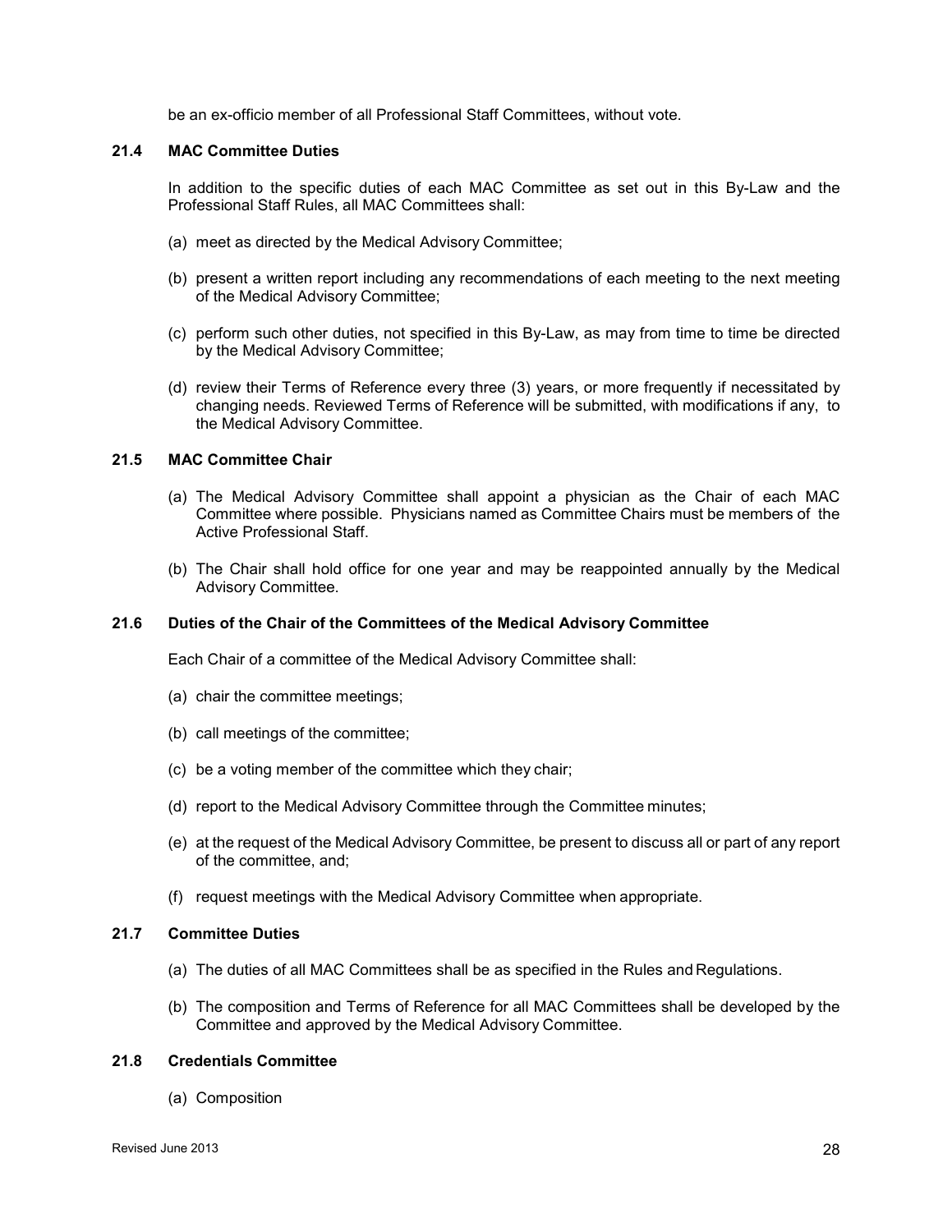be an ex-officio member of all Professional Staff Committees, without vote.

### 21.4 MAC Committee Duties

In addition to the specific duties of each MAC Committee as set out in this By-Law and the Professional Staff Rules, all MAC Committees shall:

(a) meet as directed by the Medical Advisory Committee;

(b) present a written report including any recommendations of each meeting to the next meeting of the Medical Advisory Committee;

(c) perform such other duties, not specified in this By-Law, as may from time to time be directed by the Medical Advisory Committee;

(d) review their Terms of Reference every three (3) years, or more frequently if necessitated by changing needs. Reviewed Terms of Reference will be submitted, with modifications if any, to the Medical Advisory Committee.

### 21.5 MAC Committee Chair

(a) The Medical Advisory Committee shall appoint a physician as the Chair of each MAC Committee where possible. Physicians named as Committee Chairs must be members of the Active Professional Staff.

(b) The Chair shall hold office for one year and may be reappointed annually by the Medical Advisory Committee.

### 21.6 Duties of the Chair of the Committees of the Medical Advisory Committee

Each Chair of a committee of the Medical Advisory Committee shall:

(a) chair the committee meetings;

(b) call meetings of the committee;

(c) be a voting member of the committee which they chair;

(d) report to the Medical Advisory Committee through the Committee minutes;

(e) at the request of the Medical Advisory Committee, be present to discuss all or part of any report of the committee, and;

(f) request meetings with the Medical Advisory Committee when appropriate.

### 21.7 Committee Duties

(a) The duties of all MAC Committees shall be as specified in the Rules and Regulations.

(b) The composition and Terms of Reference for all MAC Committees shall be developed by the Committee and approved by the Medical Advisory Committee.

### 21.8 Credentials Committee

(a) Composition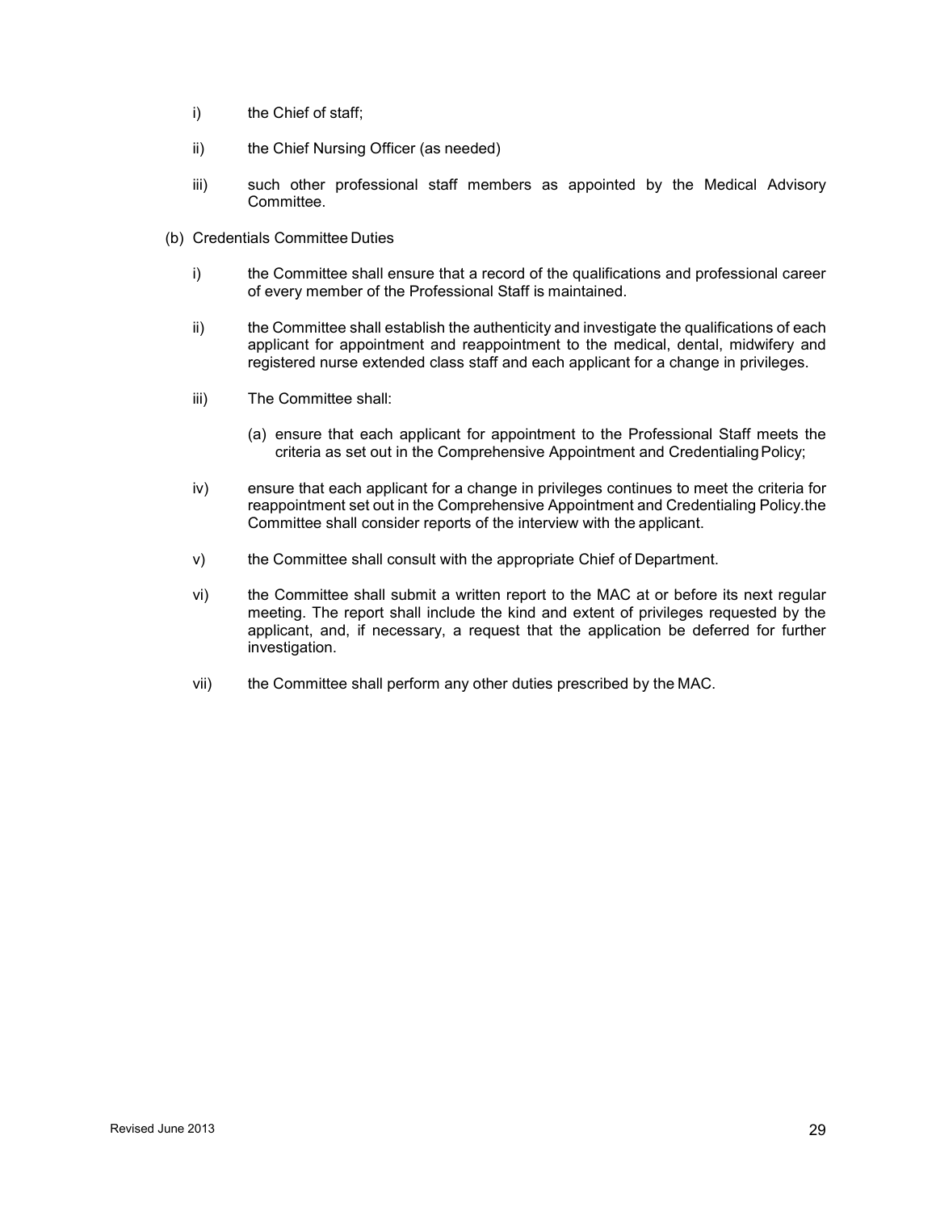i) the Chief of staff;

ii) the Chief Nursing Officer (as needed)

iii) such other professional staff members as appointed by the Medical Advisory Committee.

(b) Credentials Committee Duties

i) the Committee shall ensure that a record of the qualifications and professional career of every member of the Professional Staff is maintained.

ii) the Committee shall establish the authenticity and investigate the qualifications of each applicant for appointment and reappointment to the medical, dental, midwifery and registered nurse extended class staff and each applicant for a change in privileges.

iii) The Committee shall:

   (a) ensure that each applicant for appointment to the Professional Staff meets the criteria as set out in the Comprehensive Appointment and Credentialing Policy;

iv) ensure that each applicant for a change in privileges continues to meet the criteria for reappointment set out in the Comprehensive Appointment and Credentialing Policy.the Committee shall consider reports of the interview with the applicant.

v) the Committee shall consult with the appropriate Chief of Department.

vi) the Committee shall submit a written report to the MAC at or before its next regular meeting. The report shall include the kind and extent of privileges requested by the applicant, and, if necessary, a request that the application be deferred for further investigation.

vii) the Committee shall perform any other duties prescribed by the MAC.

Revised June 2013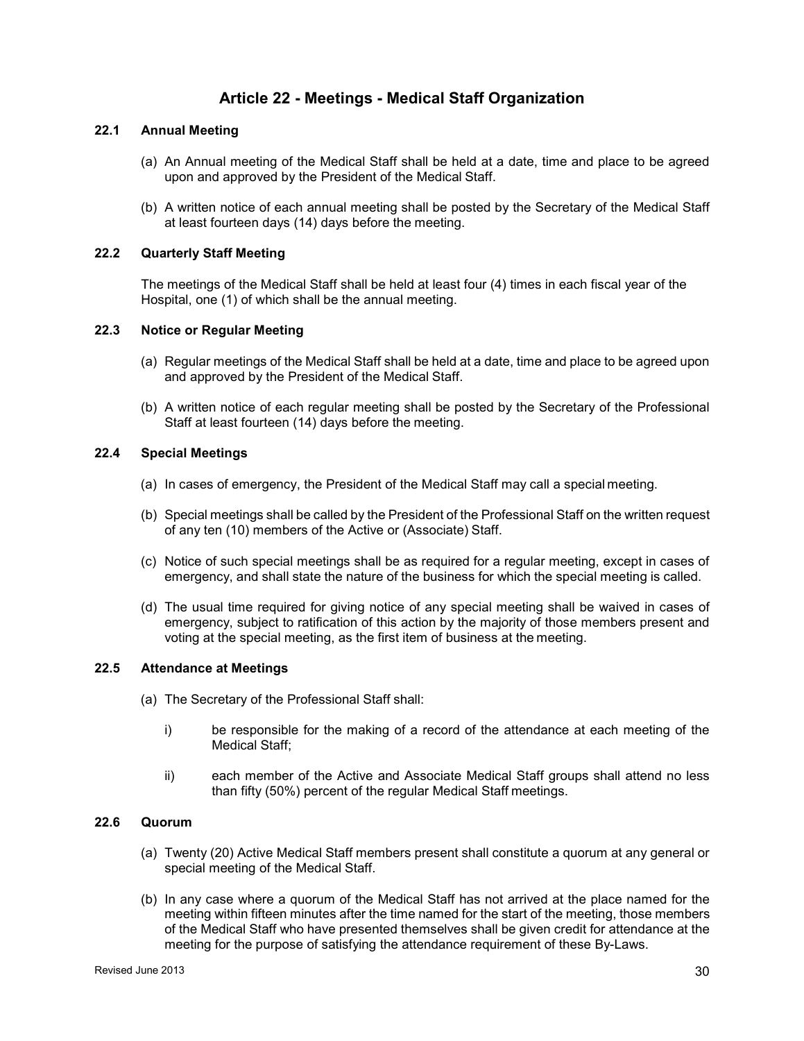# Article 22 - Meetings - Medical Staff Organization

## 22.1 Annual Meeting

(a) An Annual meeting of the Medical Staff shall be held at a date, time and place to be agreed upon and approved by the President of the Medical Staff.

(b) A written notice of each annual meeting shall be posted by the Secretary of the Medical Staff at least fourteen days (14) days before the meeting.

## 22.2 Quarterly Staff Meeting

The meetings of the Medical Staff shall be held at least four (4) times in each fiscal year of the Hospital, one (1) of which shall be the annual meeting.

## 22.3 Notice or Regular Meeting

(a) Regular meetings of the Medical Staff shall be held at a date, time and place to be agreed upon and approved by the President of the Medical Staff.

(b) A written notice of each regular meeting shall be posted by the Secretary of the Professional Staff at least fourteen (14) days before the meeting.

## 22.4 Special Meetings

(a) In cases of emergency, the President of the Medical Staff may call a special meeting.

(b) Special meetings shall be called by the President of the Professional Staff on the written request of any ten (10) members of the Active or (Associate) Staff.

(c) Notice of such special meetings shall be as required for a regular meeting, except in cases of emergency, and shall state the nature of the business for which the special meeting is called.

(d) The usual time required for giving notice of any special meeting shall be waived in cases of emergency, subject to ratification of this action by the majority of those members present and voting at the special meeting, as the first item of business at the meeting.

## 22.5 Attendance at Meetings

(a) The Secretary of the Professional Staff shall:

i) be responsible for the making of a record of the attendance at each meeting of the Medical Staff;

ii) each member of the Active and Associate Medical Staff groups shall attend no less than fifty (50%) percent of the regular Medical Staff meetings.

## 22.6 Quorum

(a) Twenty (20) Active Medical Staff members present shall constitute a quorum at any general or special meeting of the Medical Staff.

(b) In any case where a quorum of the Medical Staff has not arrived at the place named for the meeting within fifteen minutes after the time named for the start of the meeting, those members of the Medical Staff who have presented themselves shall be given credit for attendance at the meeting for the purpose of satisfying the attendance requirement of these By-Laws.

Revised June 2013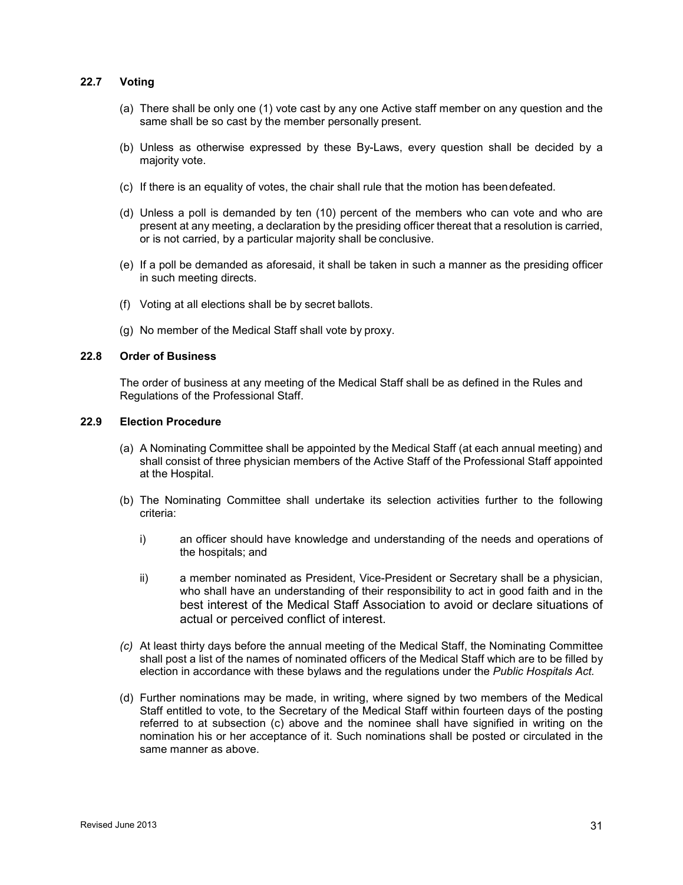### 22.7 Voting

(a) There shall be only one (1) vote cast by any one Active staff member on any question and the same shall be so cast by the member personally present.

(b) Unless as otherwise expressed by these By-Laws, every question shall be decided by a majority vote.

(c) If there is an equality of votes, the chair shall rule that the motion has been defeated.

(d) Unless a poll is demanded by ten (10) percent of the members who can vote and who are present at any meeting, a declaration by the presiding officer thereat that a resolution is carried, or is not carried, by a particular majority shall be conclusive.

(e) If a poll be demanded as aforesaid, it shall be taken in such a manner as the presiding officer in such meeting directs.

(f) Voting at all elections shall be by secret ballots.

(g) No member of the Medical Staff shall vote by proxy.

### 22.8 Order of Business

The order of business at any meeting of the Medical Staff shall be as defined in the Rules and Regulations of the Professional Staff.

### 22.9 Election Procedure

(a) A Nominating Committee shall be appointed by the Medical Staff (at each annual meeting) and shall consist of three physician members of the Active Staff of the Professional Staff appointed at the Hospital.

(b) The Nominating Committee shall undertake its selection activities further to the following criteria:

i) an officer should have knowledge and understanding of the needs and operations of the hospitals; and

ii) a member nominated as President, Vice-President or Secretary shall be a physician, who shall have an understanding of their responsibility to act in good faith and in the best interest of the Medical Staff Association to avoid or declare situations of actual or perceived conflict of interest.

*(c)* At least thirty days before the annual meeting of the Medical Staff, the Nominating Committee shall post a list of the names of nominated officers of the Medical Staff which are to be filled by election in accordance with these bylaws and the regulations under the *Public Hospitals Act.*

(d) Further nominations may be made, in writing, where signed by two members of the Medical Staff entitled to vote, to the Secretary of the Medical Staff within fourteen days of the posting referred to at subsection (c) above and the nominee shall have signified in writing on the nomination his or her acceptance of it. Such nominations shall be posted or circulated in the same manner as above.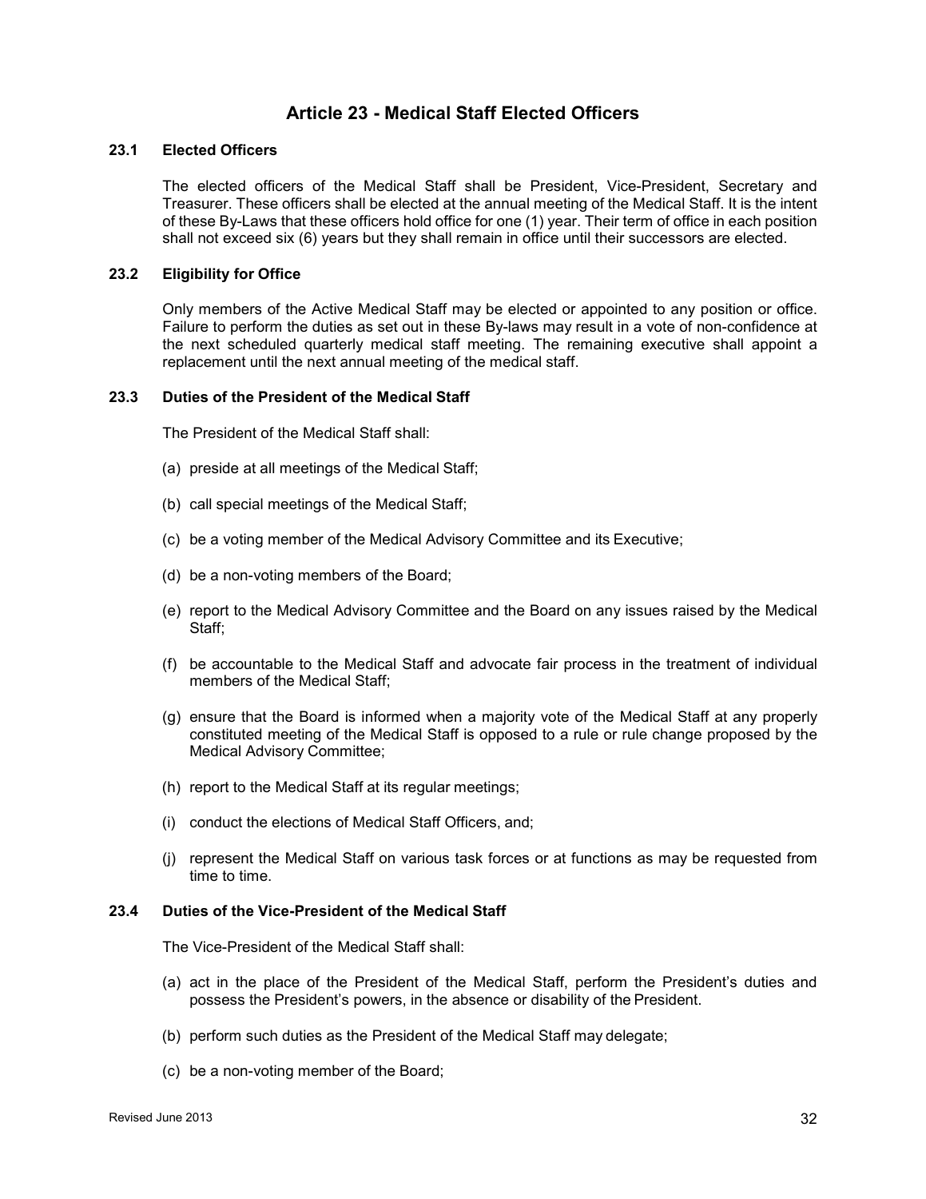# Article 23 - Medical Staff Elected Officers

## 23.1 Elected Officers

The elected officers of the Medical Staff shall be President, Vice-President, Secretary and Treasurer. These officers shall be elected at the annual meeting of the Medical Staff. It is the intent of these By-Laws that these officers hold office for one (1) year. Their term of office in each position shall not exceed six (6) years but they shall remain in office until their successors are elected.

## 23.2 Eligibility for Office

Only members of the Active Medical Staff may be elected or appointed to any position or office. Failure to perform the duties as set out in these By-laws may result in a vote of non-confidence at the next scheduled quarterly medical staff meeting. The remaining executive shall appoint a replacement until the next annual meeting of the medical staff.

## 23.3 Duties of the President of the Medical Staff

The President of the Medical Staff shall:

(a) preside at all meetings of the Medical Staff;

(b) call special meetings of the Medical Staff;

(c) be a voting member of the Medical Advisory Committee and its Executive;

(d) be a non-voting members of the Board;

(e) report to the Medical Advisory Committee and the Board on any issues raised by the Medical Staff;

(f) be accountable to the Medical Staff and advocate fair process in the treatment of individual members of the Medical Staff;

(g) ensure that the Board is informed when a majority vote of the Medical Staff at any properly constituted meeting of the Medical Staff is opposed to a rule or rule change proposed by the Medical Advisory Committee;

(h) report to the Medical Staff at its regular meetings;

(i) conduct the elections of Medical Staff Officers, and;

(j) represent the Medical Staff on various task forces or at functions as may be requested from time to time.

## 23.4 Duties of the Vice-President of the Medical Staff

The Vice-President of the Medical Staff shall:

(a) act in the place of the President of the Medical Staff, perform the President's duties and possess the President's powers, in the absence or disability of the President.

(b) perform such duties as the President of the Medical Staff may delegate;

(c) be a non-voting member of the Board;

Revised June 2013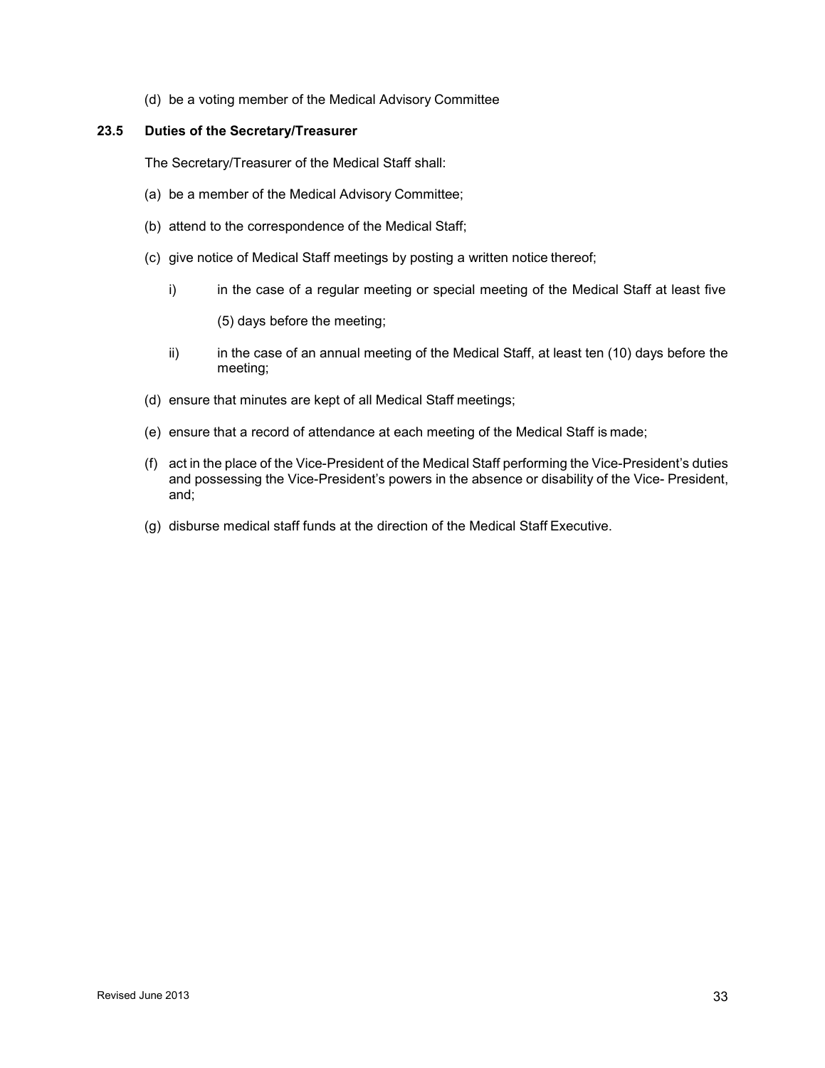(d) be a voting member of the Medical Advisory Committee

### 23.5 Duties of the Secretary/Treasurer

The Secretary/Treasurer of the Medical Staff shall:

(a) be a member of the Medical Advisory Committee;

(b) attend to the correspondence of the Medical Staff;

(c) give notice of Medical Staff meetings by posting a written notice thereof;

   i) in the case of a regular meeting or special meeting of the Medical Staff at least five (5) days before the meeting;

   ii) in the case of an annual meeting of the Medical Staff, at least ten (10) days before the meeting;

(d) ensure that minutes are kept of all Medical Staff meetings;

(e) ensure that a record of attendance at each meeting of the Medical Staff is made;

(f) act in the place of the Vice-President of the Medical Staff performing the Vice-President's duties and possessing the Vice-President's powers in the absence or disability of the Vice- President, and;

(g) disburse medical staff funds at the direction of the Medical Staff Executive.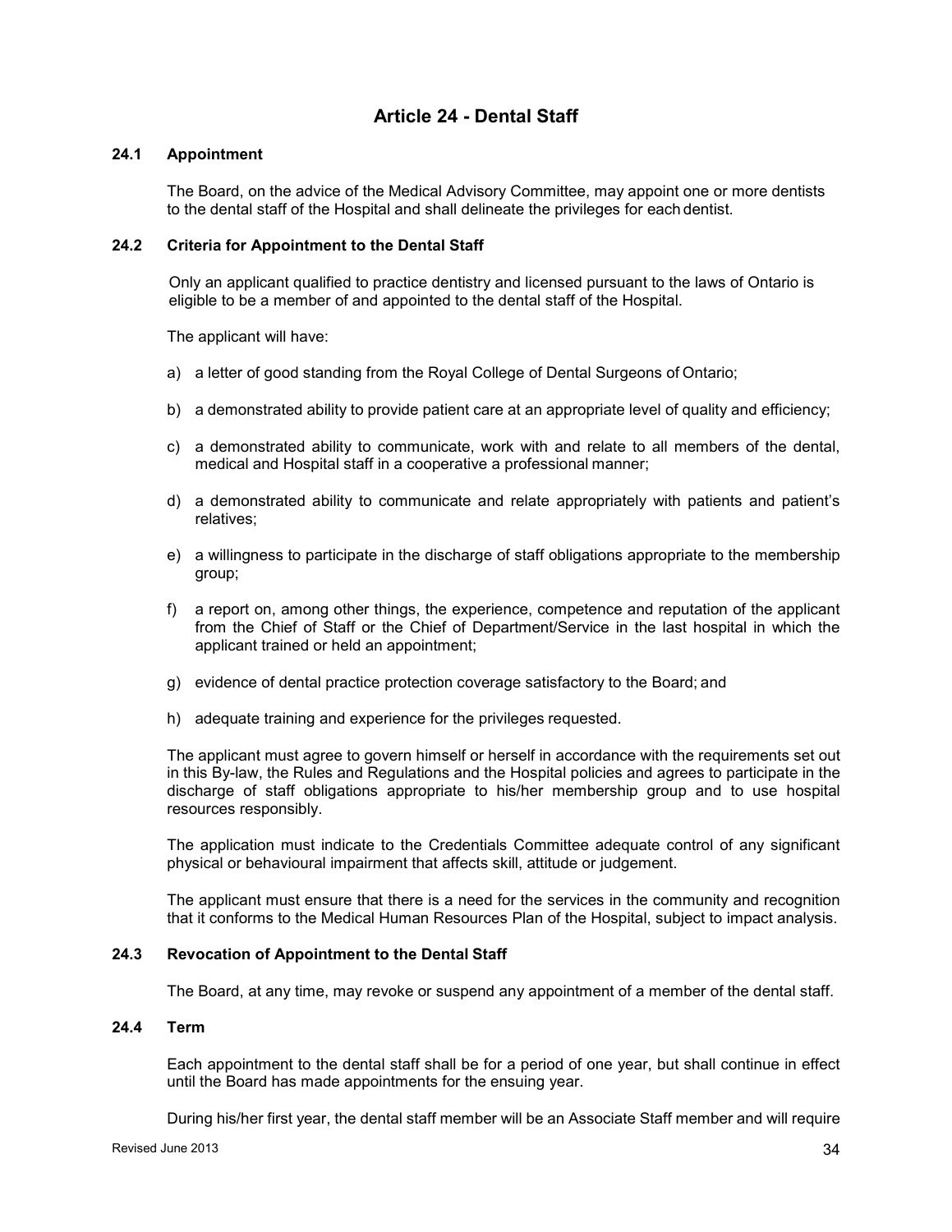# Article 24 - Dental Staff

## 24.1 Appointment

The Board, on the advice of the Medical Advisory Committee, may appoint one or more dentists to the dental staff of the Hospital and shall delineate the privileges for each dentist.

## 24.2 Criteria for Appointment to the Dental Staff

Only an applicant qualified to practice dentistry and licensed pursuant to the laws of Ontario is eligible to be a member of and appointed to the dental staff of the Hospital.

The applicant will have:

a) a letter of good standing from the Royal College of Dental Surgeons of Ontario;

b) a demonstrated ability to provide patient care at an appropriate level of quality and efficiency;

c) a demonstrated ability to communicate, work with and relate to all members of the dental, medical and Hospital staff in a cooperative a professional manner;

d) a demonstrated ability to communicate and relate appropriately with patients and patient's relatives;

e) a willingness to participate in the discharge of staff obligations appropriate to the membership group;

f) a report on, among other things, the experience, competence and reputation of the applicant from the Chief of Staff or the Chief of Department/Service in the last hospital in which the applicant trained or held an appointment;

g) evidence of dental practice protection coverage satisfactory to the Board; and

h) adequate training and experience for the privileges requested.

The applicant must agree to govern himself or herself in accordance with the requirements set out in this By-law, the Rules and Regulations and the Hospital policies and agrees to participate in the discharge of staff obligations appropriate to his/her membership group and to use hospital resources responsibly.

The application must indicate to the Credentials Committee adequate control of any significant physical or behavioural impairment that affects skill, attitude or judgement.

The applicant must ensure that there is a need for the services in the community and recognition that it conforms to the Medical Human Resources Plan of the Hospital, subject to impact analysis.

## 24.3 Revocation of Appointment to the Dental Staff

The Board, at any time, may revoke or suspend any appointment of a member of the dental staff.

## 24.4 Term

Each appointment to the dental staff shall be for a period of one year, but shall continue in effect until the Board has made appointments for the ensuing year.

During his/her first year, the dental staff member will be an Associate Staff member and will require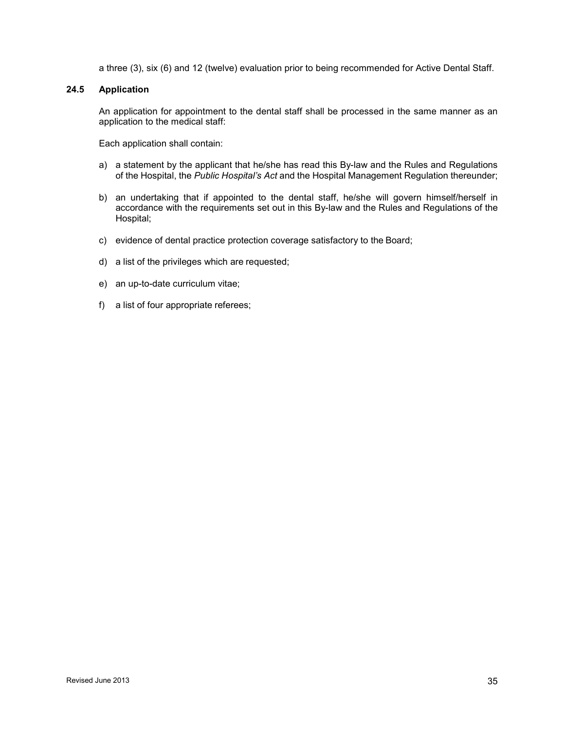a three (3), six (6) and 12 (twelve) evaluation prior to being recommended for Active Dental Staff.

### 24.5 Application

An application for appointment to the dental staff shall be processed in the same manner as an application to the medical staff:

Each application shall contain:

a) a statement by the applicant that he/she has read this By-law and the Rules and Regulations of the Hospital, the *Public Hospital's Act* and the Hospital Management Regulation thereunder;

b) an undertaking that if appointed to the dental staff, he/she will govern himself/herself in accordance with the requirements set out in this By-law and the Rules and Regulations of the Hospital;

c) evidence of dental practice protection coverage satisfactory to the Board;

d) a list of the privileges which are requested;

e) an up-to-date curriculum vitae;

f) a list of four appropriate referees;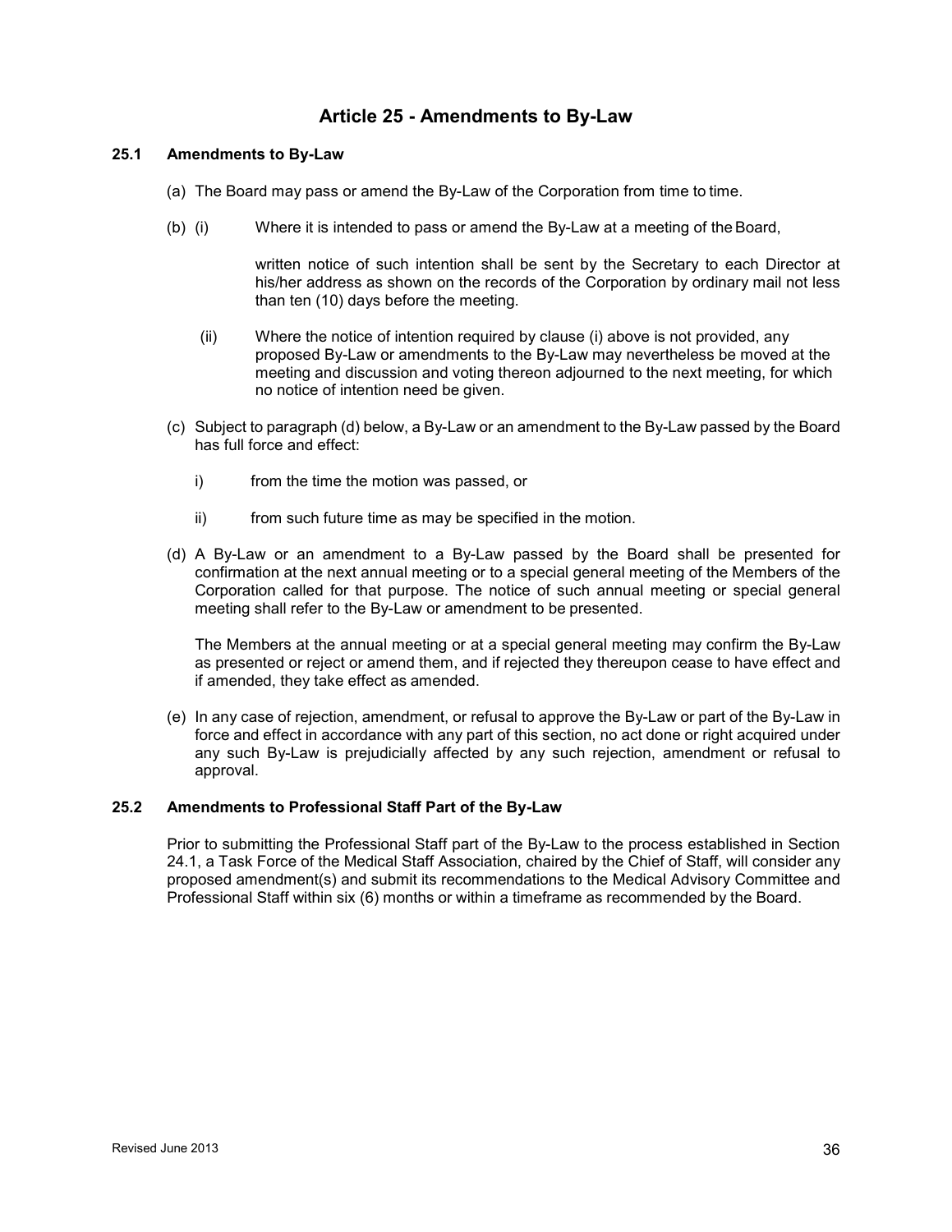# Article 25 - Amendments to By-Law

## 25.1 Amendments to By-Law

(a) The Board may pass or amend the By-Law of the Corporation from time to time.

(b) (i) Where it is intended to pass or amend the By-Law at a meeting of the Board,

written notice of such intention shall be sent by the Secretary to each Director at his/her address as shown on the records of the Corporation by ordinary mail not less than ten (10) days before the meeting.

(ii) Where the notice of intention required by clause (i) above is not provided, any proposed By-Law or amendments to the By-Law may nevertheless be moved at the meeting and discussion and voting thereon adjourned to the next meeting, for which no notice of intention need be given.

(c) Subject to paragraph (d) below, a By-Law or an amendment to the By-Law passed by the Board has full force and effect:

i) from the time the motion was passed, or

ii) from such future time as may be specified in the motion.

(d) A By-Law or an amendment to a By-Law passed by the Board shall be presented for confirmation at the next annual meeting or to a special general meeting of the Members of the Corporation called for that purpose. The notice of such annual meeting or special general meeting shall refer to the By-Law or amendment to be presented.

The Members at the annual meeting or at a special general meeting may confirm the By-Law as presented or reject or amend them, and if rejected they thereupon cease to have effect and if amended, they take effect as amended.

(e) In any case of rejection, amendment, or refusal to approve the By-Law or part of the By-Law in force and effect in accordance with any part of this section, no act done or right acquired under any such By-Law is prejudicially affected by any such rejection, amendment or refusal to approval.

## 25.2 Amendments to Professional Staff Part of the By-Law

Prior to submitting the Professional Staff part of the By-Law to the process established in Section 24.1, a Task Force of the Medical Staff Association, chaired by the Chief of Staff, will consider any proposed amendment(s) and submit its recommendations to the Medical Advisory Committee and Professional Staff within six (6) months or within a timeframe as recommended by the Board.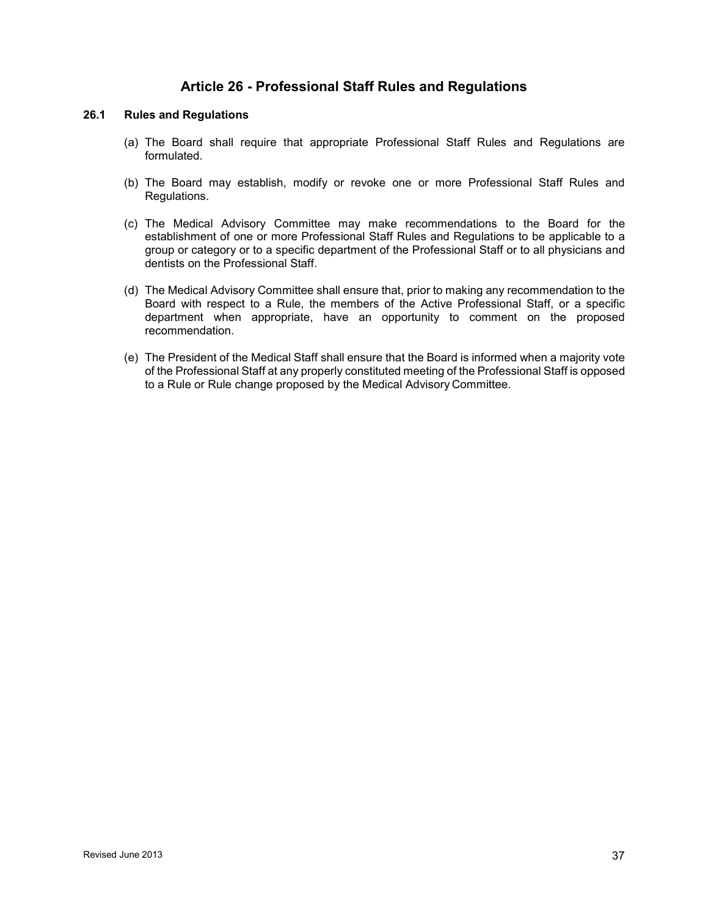# Article 26 - Professional Staff Rules and Regulations

## 26.1 Rules and Regulations

(a) The Board shall require that appropriate Professional Staff Rules and Regulations are formulated.

(b) The Board may establish, modify or revoke one or more Professional Staff Rules and Regulations.

(c) The Medical Advisory Committee may make recommendations to the Board for the establishment of one or more Professional Staff Rules and Regulations to be applicable to a group or category or to a specific department of the Professional Staff or to all physicians and dentists on the Professional Staff.

(d) The Medical Advisory Committee shall ensure that, prior to making any recommendation to the Board with respect to a Rule, the members of the Active Professional Staff, or a specific department when appropriate, have an opportunity to comment on the proposed recommendation.

(e) The President of the Medical Staff shall ensure that the Board is informed when a majority vote of the Professional Staff at any properly constituted meeting of the Professional Staff is opposed to a Rule or Rule change proposed by the Medical Advisory Committee.

Revised June 2013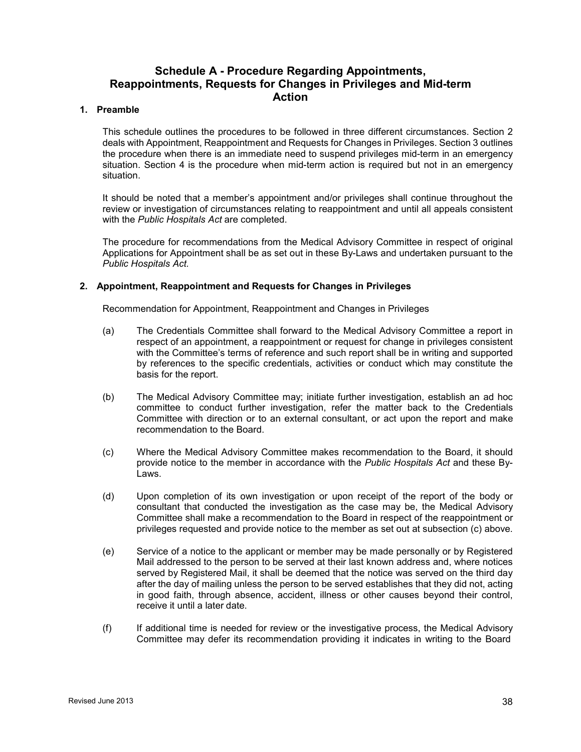# Schedule A - Procedure Regarding Appointments, Reappointments, Requests for Changes in Privileges and Mid-term Action

## 1. Preamble

This schedule outlines the procedures to be followed in three different circumstances. Section 2 deals with Appointment, Reappointment and Requests for Changes in Privileges. Section 3 outlines the procedure when there is an immediate need to suspend privileges mid-term in an emergency situation. Section 4 is the procedure when mid-term action is required but not in an emergency situation.

It should be noted that a member's appointment and/or privileges shall continue throughout the review or investigation of circumstances relating to reappointment and until all appeals consistent with the *Public Hospitals Act* are completed.

The procedure for recommendations from the Medical Advisory Committee in respect of original Applications for Appointment shall be as set out in these By-Laws and undertaken pursuant to the *Public Hospitals Act*.

## 2. Appointment, Reappointment and Requests for Changes in Privileges

Recommendation for Appointment, Reappointment and Changes in Privileges

(a) The Credentials Committee shall forward to the Medical Advisory Committee a report in respect of an appointment, a reappointment or request for change in privileges consistent with the Committee's terms of reference and such report shall be in writing and supported by references to the specific credentials, activities or conduct which may constitute the basis for the report.

(b) The Medical Advisory Committee may; initiate further investigation, establish an ad hoc committee to conduct further investigation, refer the matter back to the Credentials Committee with direction or to an external consultant, or act upon the report and make recommendation to the Board.

(c) Where the Medical Advisory Committee makes recommendation to the Board, it should provide notice to the member in accordance with the *Public Hospitals Act* and these By-Laws.

(d) Upon completion of its own investigation or upon receipt of the report of the body or consultant that conducted the investigation as the case may be, the Medical Advisory Committee shall make a recommendation to the Board in respect of the reappointment or privileges requested and provide notice to the member as set out at subsection (c) above.

(e) Service of a notice to the applicant or member may be made personally or by Registered Mail addressed to the person to be served at their last known address and, where notices served by Registered Mail, it shall be deemed that the notice was served on the third day after the day of mailing unless the person to be served establishes that they did not, acting in good faith, through absence, accident, illness or other causes beyond their control, receive it until a later date.

(f) If additional time is needed for review or the investigative process, the Medical Advisory Committee may defer its recommendation providing it indicates in writing to the Board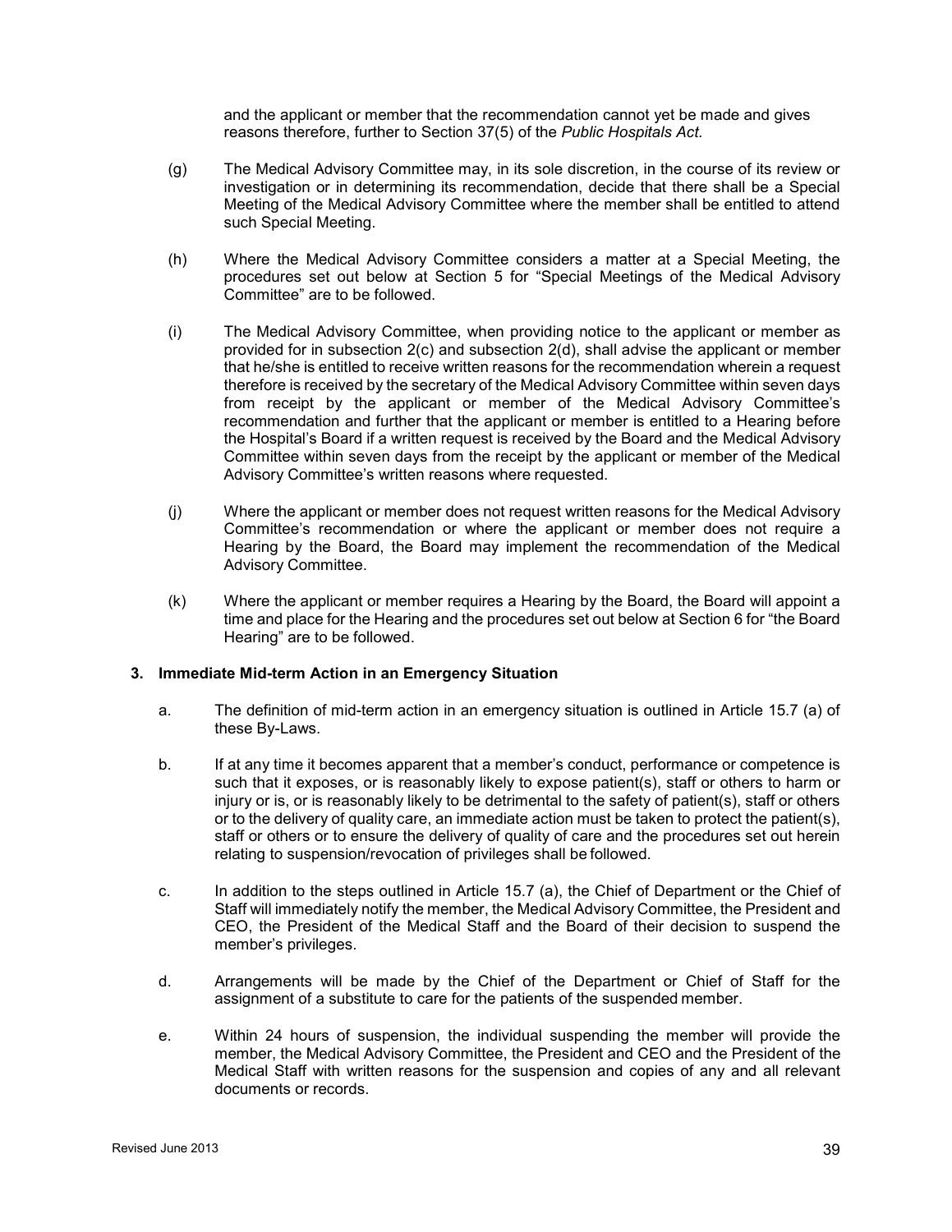and the applicant or member that the recommendation cannot yet be made and gives reasons therefore, further to Section 37(5) of the *Public Hospitals Act.*

(g) The Medical Advisory Committee may, in its sole discretion, in the course of its review or investigation or in determining its recommendation, decide that there shall be a Special Meeting of the Medical Advisory Committee where the member shall be entitled to attend such Special Meeting.

(h) Where the Medical Advisory Committee considers a matter at a Special Meeting, the procedures set out below at Section 5 for "Special Meetings of the Medical Advisory Committee" are to be followed.

(i) The Medical Advisory Committee, when providing notice to the applicant or member as provided for in subsection 2(c) and subsection 2(d), shall advise the applicant or member that he/she is entitled to receive written reasons for the recommendation wherein a request therefore is received by the secretary of the Medical Advisory Committee within seven days from receipt by the applicant or member of the Medical Advisory Committee's recommendation and further that the applicant or member is entitled to a Hearing before the Hospital's Board if a written request is received by the Board and the Medical Advisory Committee within seven days from the receipt by the applicant or member of the Medical Advisory Committee's written reasons where requested.

(j) Where the applicant or member does not request written reasons for the Medical Advisory Committee's recommendation or where the applicant or member does not require a Hearing by the Board, the Board may implement the recommendation of the Medical Advisory Committee.

(k) Where the applicant or member requires a Hearing by the Board, the Board will appoint a time and place for the Hearing and the procedures set out below at Section 6 for "the Board Hearing" are to be followed.

**3. Immediate Mid-term Action in an Emergency Situation**

a. The definition of mid-term action in an emergency situation is outlined in Article 15.7 (a) of these By-Laws.

b. If at any time it becomes apparent that a member's conduct, performance or competence is such that it exposes, or is reasonably likely to expose patient(s), staff or others to harm or injury or is, or is reasonably likely to be detrimental to the safety of patient(s), staff or others or to the delivery of quality care, an immediate action must be taken to protect the patient(s), staff or others or to ensure the delivery of quality of care and the procedures set out herein relating to suspension/revocation of privileges shall be followed.

c. In addition to the steps outlined in Article 15.7 (a), the Chief of Department or the Chief of Staff will immediately notify the member, the Medical Advisory Committee, the President and CEO, the President of the Medical Staff and the Board of their decision to suspend the member's privileges.

d. Arrangements will be made by the Chief of the Department or Chief of Staff for the assignment of a substitute to care for the patients of the suspended member.

e. Within 24 hours of suspension, the individual suspending the member will provide the member, the Medical Advisory Committee, the President and CEO and the President of the Medical Staff with written reasons for the suspension and copies of any and all relevant documents or records.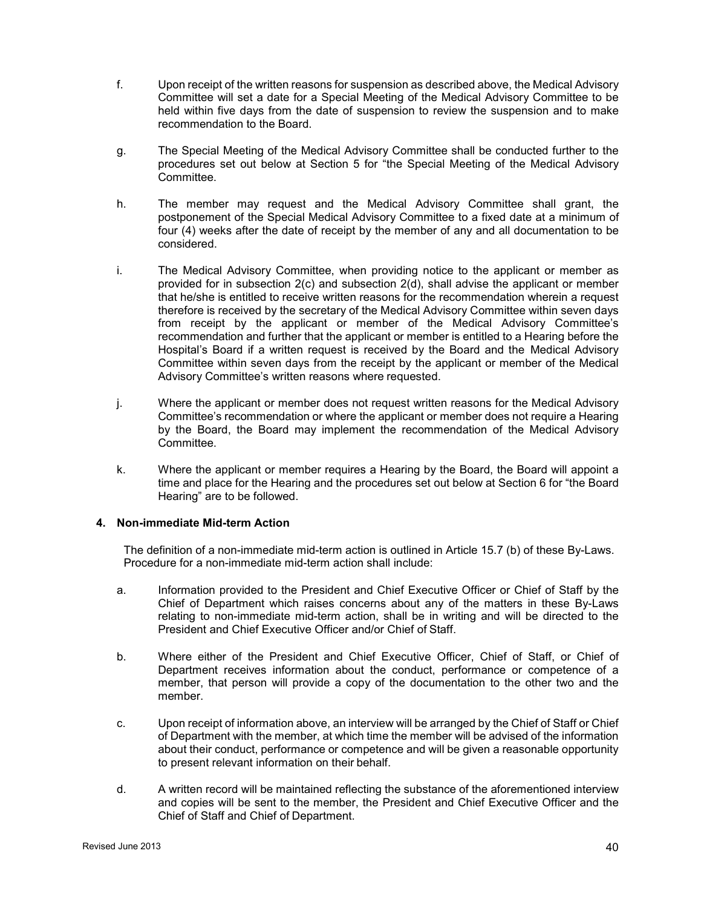f. Upon receipt of the written reasons for suspension as described above, the Medical Advisory Committee will set a date for a Special Meeting of the Medical Advisory Committee to be held within five days from the date of suspension to review the suspension and to make recommendation to the Board.

g. The Special Meeting of the Medical Advisory Committee shall be conducted further to the procedures set out below at Section 5 for "the Special Meeting of the Medical Advisory Committee.

h. The member may request and the Medical Advisory Committee shall grant, the postponement of the Special Medical Advisory Committee to a fixed date at a minimum of four (4) weeks after the date of receipt by the member of any and all documentation to be considered.

i. The Medical Advisory Committee, when providing notice to the applicant or member as provided for in subsection 2(c) and subsection 2(d), shall advise the applicant or member that he/she is entitled to receive written reasons for the recommendation wherein a request therefore is received by the secretary of the Medical Advisory Committee within seven days from receipt by the applicant or member of the Medical Advisory Committee's recommendation and further that the applicant or member is entitled to a Hearing before the Hospital's Board if a written request is received by the Board and the Medical Advisory Committee within seven days from the receipt by the applicant or member of the Medical Advisory Committee's written reasons where requested.

j. Where the applicant or member does not request written reasons for the Medical Advisory Committee's recommendation or where the applicant or member does not require a Hearing by the Board, the Board may implement the recommendation of the Medical Advisory Committee.

k. Where the applicant or member requires a Hearing by the Board, the Board will appoint a time and place for the Hearing and the procedures set out below at Section 6 for "the Board Hearing" are to be followed.

**4. Non-immediate Mid-term Action**

The definition of a non-immediate mid-term action is outlined in Article 15.7 (b) of these By-Laws. Procedure for a non-immediate mid-term action shall include:

a. Information provided to the President and Chief Executive Officer or Chief of Staff by the Chief of Department which raises concerns about any of the matters in these By-Laws relating to non-immediate mid-term action, shall be in writing and will be directed to the President and Chief Executive Officer and/or Chief of Staff.

b. Where either of the President and Chief Executive Officer, Chief of Staff, or Chief of Department receives information about the conduct, performance or competence of a member, that person will provide a copy of the documentation to the other two and the member.

c. Upon receipt of information above, an interview will be arranged by the Chief of Staff or Chief of Department with the member, at which time the member will be advised of the information about their conduct, performance or competence and will be given a reasonable opportunity to present relevant information on their behalf.

d. A written record will be maintained reflecting the substance of the aforementioned interview and copies will be sent to the member, the President and Chief Executive Officer and the Chief of Staff and Chief of Department.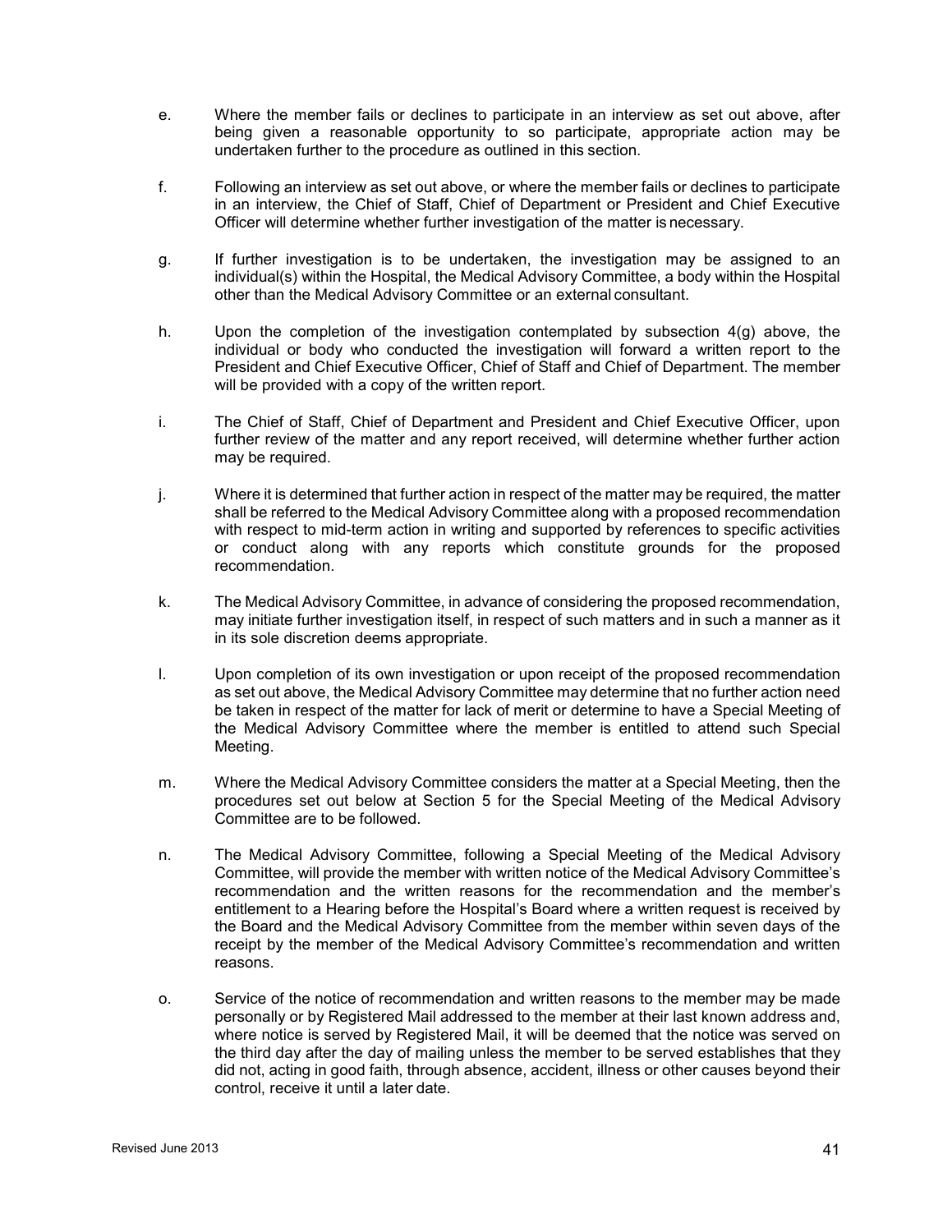e. Where the member fails or declines to participate in an interview as set out above, after being given a reasonable opportunity to so participate, appropriate action may be undertaken further to the procedure as outlined in this section.

f. Following an interview as set out above, or where the member fails or declines to participate in an interview, the Chief of Staff, Chief of Department or President and Chief Executive Officer will determine whether further investigation of the matter is necessary.

g. If further investigation is to be undertaken, the investigation may be assigned to an individual(s) within the Hospital, the Medical Advisory Committee, a body within the Hospital other than the Medical Advisory Committee or an external consultant.

h. Upon the completion of the investigation contemplated by subsection 4(g) above, the individual or body who conducted the investigation will forward a written report to the President and Chief Executive Officer, Chief of Staff and Chief of Department. The member will be provided with a copy of the written report.

i. The Chief of Staff, Chief of Department and President and Chief Executive Officer, upon further review of the matter and any report received, will determine whether further action may be required.

j. Where it is determined that further action in respect of the matter may be required, the matter shall be referred to the Medical Advisory Committee along with a proposed recommendation with respect to mid-term action in writing and supported by references to specific activities or conduct along with any reports which constitute grounds for the proposed recommendation.

k. The Medical Advisory Committee, in advance of considering the proposed recommendation, may initiate further investigation itself, in respect of such matters and in such a manner as it in its sole discretion deems appropriate.

l. Upon completion of its own investigation or upon receipt of the proposed recommendation as set out above, the Medical Advisory Committee may determine that no further action need be taken in respect of the matter for lack of merit or determine to have a Special Meeting of the Medical Advisory Committee where the member is entitled to attend such Special Meeting.

m. Where the Medical Advisory Committee considers the matter at a Special Meeting, then the procedures set out below at Section 5 for the Special Meeting of the Medical Advisory Committee are to be followed.

n. The Medical Advisory Committee, following a Special Meeting of the Medical Advisory Committee, will provide the member with written notice of the Medical Advisory Committee's recommendation and the written reasons for the recommendation and the member's entitlement to a Hearing before the Hospital's Board where a written request is received by the Board and the Medical Advisory Committee from the member within seven days of the receipt by the member of the Medical Advisory Committee's recommendation and written reasons.

o. Service of the notice of recommendation and written reasons to the member may be made personally or by Registered Mail addressed to the member at their last known address and, where notice is served by Registered Mail, it will be deemed that the notice was served on the third day after the day of mailing unless the member to be served establishes that they did not, acting in good faith, through absence, accident, illness or other causes beyond their control, receive it until a later date.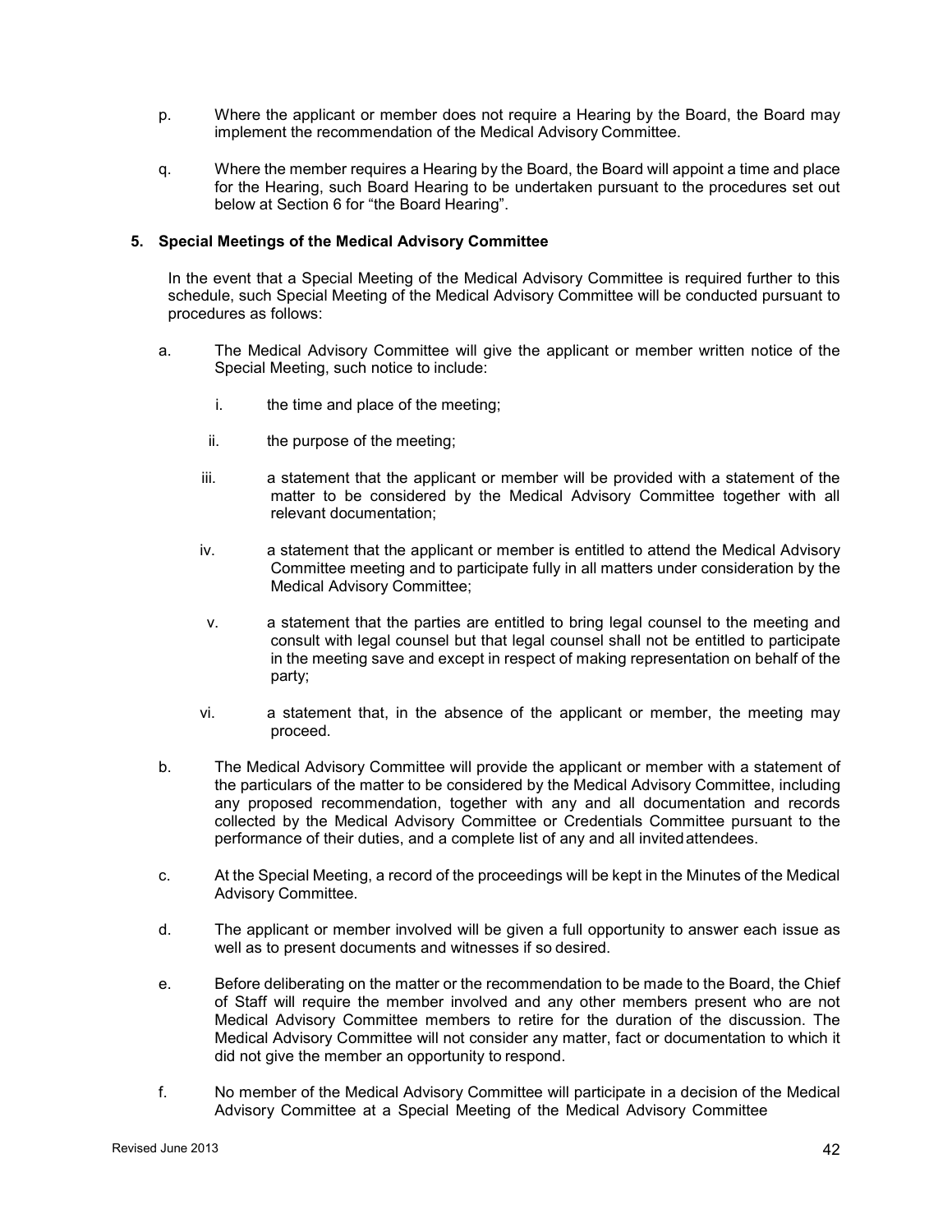p. Where the applicant or member does not require a Hearing by the Board, the Board may implement the recommendation of the Medical Advisory Committee.

q. Where the member requires a Hearing by the Board, the Board will appoint a time and place for the Hearing, such Board Hearing to be undertaken pursuant to the procedures set out below at Section 6 for "the Board Hearing".

**5. Special Meetings of the Medical Advisory Committee**

In the event that a Special Meeting of the Medical Advisory Committee is required further to this schedule, such Special Meeting of the Medical Advisory Committee will be conducted pursuant to procedures as follows:

a. The Medical Advisory Committee will give the applicant or member written notice of the Special Meeting, such notice to include:

   i. the time and place of the meeting;

   ii. the purpose of the meeting;

   iii. a statement that the applicant or member will be provided with a statement of the matter to be considered by the Medical Advisory Committee together with all relevant documentation;

   iv. a statement that the applicant or member is entitled to attend the Medical Advisory Committee meeting and to participate fully in all matters under consideration by the Medical Advisory Committee;

   v. a statement that the parties are entitled to bring legal counsel to the meeting and consult with legal counsel but that legal counsel shall not be entitled to participate in the meeting save and except in respect of making representation on behalf of the party;

   vi. a statement that, in the absence of the applicant or member, the meeting may proceed.

b. The Medical Advisory Committee will provide the applicant or member with a statement of the particulars of the matter to be considered by the Medical Advisory Committee, including any proposed recommendation, together with any and all documentation and records collected by the Medical Advisory Committee or Credentials Committee pursuant to the performance of their duties, and a complete list of any and all invited attendees.

c. At the Special Meeting, a record of the proceedings will be kept in the Minutes of the Medical Advisory Committee.

d. The applicant or member involved will be given a full opportunity to answer each issue as well as to present documents and witnesses if so desired.

e. Before deliberating on the matter or the recommendation to be made to the Board, the Chief of Staff will require the member involved and any other members present who are not Medical Advisory Committee members to retire for the duration of the discussion. The Medical Advisory Committee will not consider any matter, fact or documentation to which it did not give the member an opportunity to respond.

f. No member of the Medical Advisory Committee will participate in a decision of the Medical Advisory Committee at a Special Meeting of the Medical Advisory Committee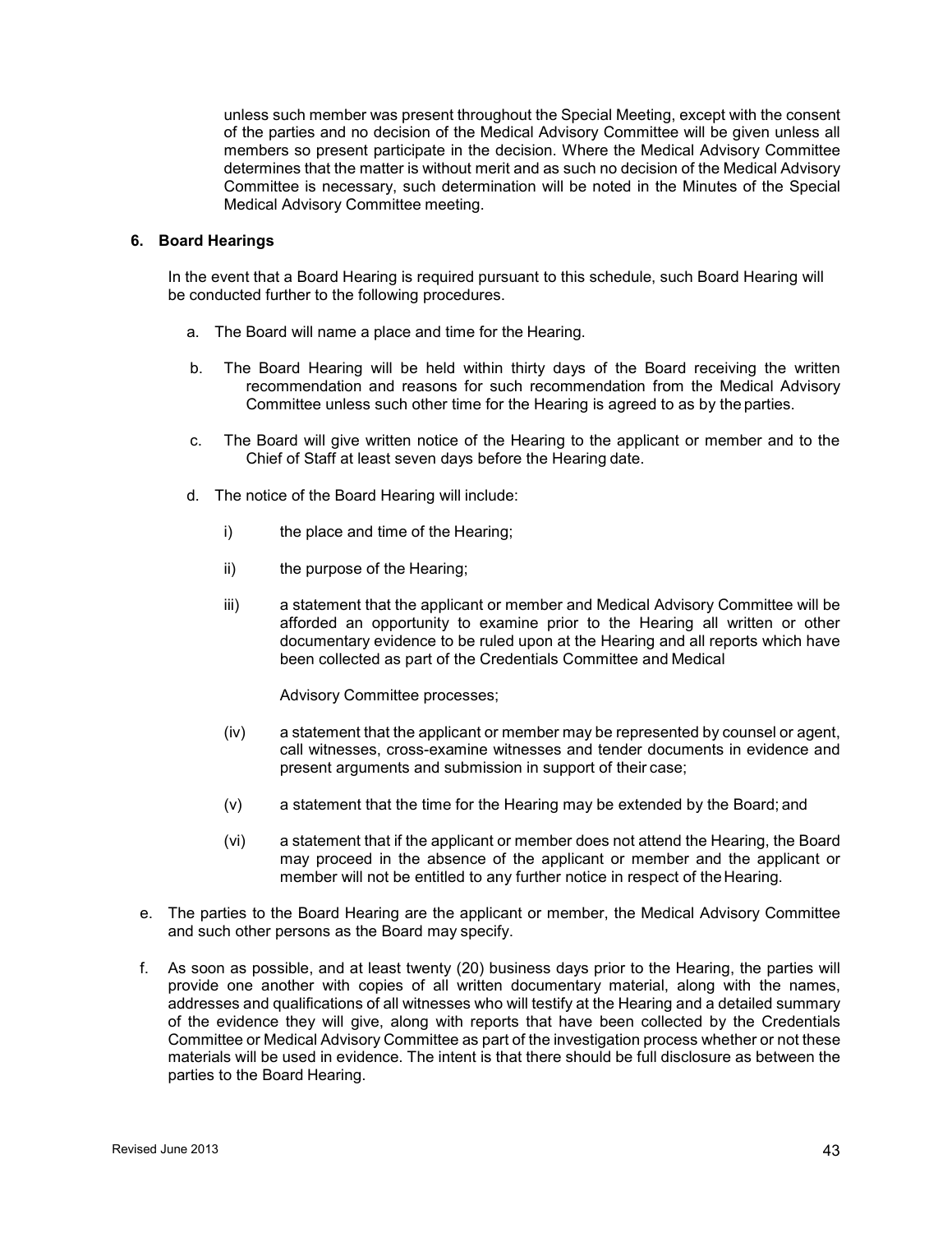unless such member was present throughout the Special Meeting, except with the consent of the parties and no decision of the Medical Advisory Committee will be given unless all members so present participate in the decision. Where the Medical Advisory Committee determines that the matter is without merit and as such no decision of the Medical Advisory Committee is necessary, such determination will be noted in the Minutes of the Special Medical Advisory Committee meeting.

**6. Board Hearings**

In the event that a Board Hearing is required pursuant to this schedule, such Board Hearing will be conducted further to the following procedures.

a. The Board will name a place and time for the Hearing.

b. The Board Hearing will be held within thirty days of the Board receiving the written recommendation and reasons for such recommendation from the Medical Advisory Committee unless such other time for the Hearing is agreed to as by the parties.

c. The Board will give written notice of the Hearing to the applicant or member and to the Chief of Staff at least seven days before the Hearing date.

d. The notice of the Board Hearing will include:

   i) the place and time of the Hearing;

   ii) the purpose of the Hearing;

   iii) a statement that the applicant or member and Medical Advisory Committee will be afforded an opportunity to examine prior to the Hearing all written or other documentary evidence to be ruled upon at the Hearing and all reports which have been collected as part of the Credentials Committee and Medical Advisory Committee processes;

   (iv) a statement that the applicant or member may be represented by counsel or agent, call witnesses, cross-examine witnesses and tender documents in evidence and present arguments and submission in support of their case;

   (v) a statement that the time for the Hearing may be extended by the Board; and

   (vi) a statement that if the applicant or member does not attend the Hearing, the Board may proceed in the absence of the applicant or member and the applicant or member will not be entitled to any further notice in respect of the Hearing.

e. The parties to the Board Hearing are the applicant or member, the Medical Advisory Committee and such other persons as the Board may specify.

f. As soon as possible, and at least twenty (20) business days prior to the Hearing, the parties will provide one another with copies of all written documentary material, along with the names, addresses and qualifications of all witnesses who will testify at the Hearing and a detailed summary of the evidence they will give, along with reports that have been collected by the Credentials Committee or Medical Advisory Committee as part of the investigation process whether or not these materials will be used in evidence. The intent is that there should be full disclosure as between the parties to the Board Hearing.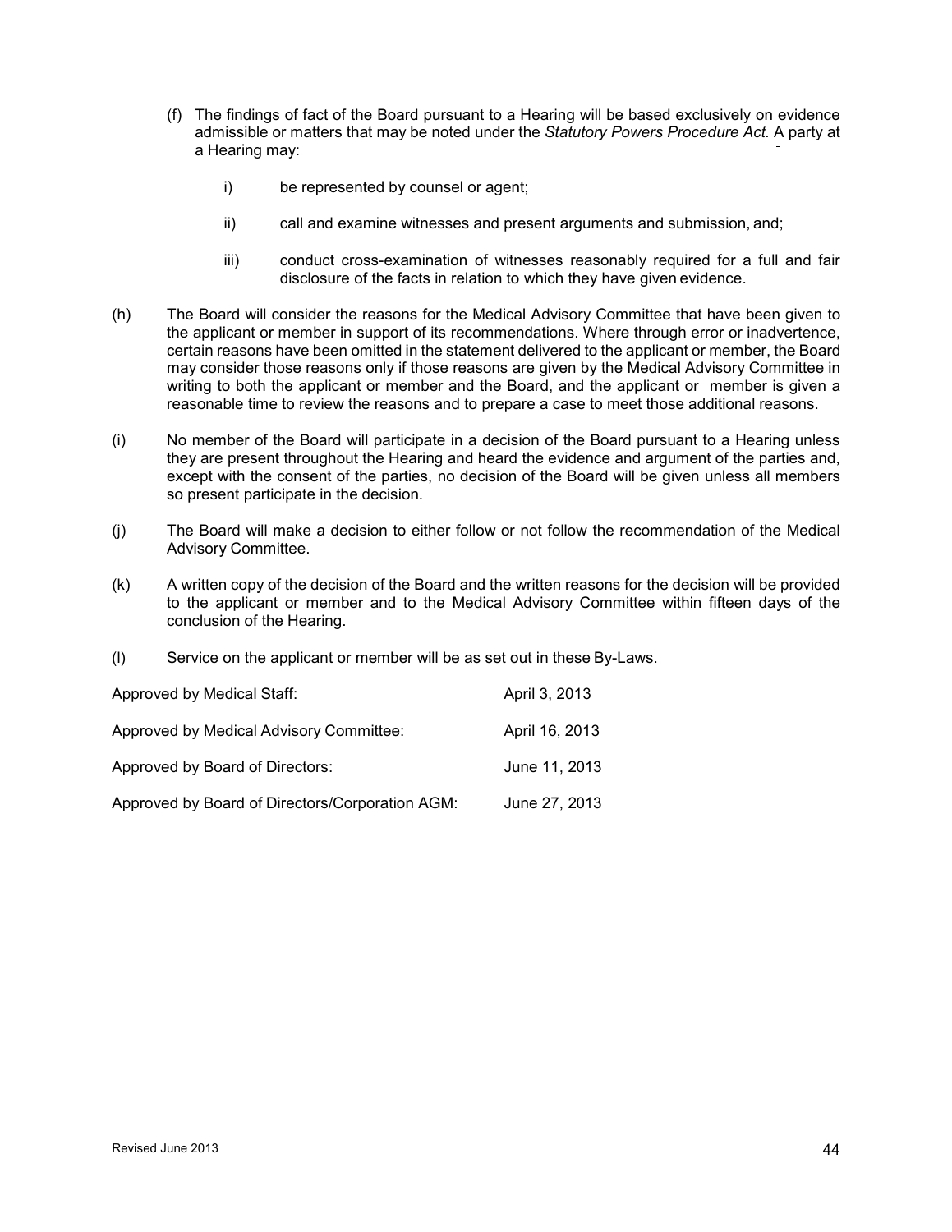(f) The findings of fact of the Board pursuant to a Hearing will be based exclusively on evidence admissible or matters that may be noted under the *Statutory Powers Procedure Act*. A party at a Hearing may:

  i) be represented by counsel or agent;

  ii) call and examine witnesses and present arguments and submission, and;

  iii) conduct cross-examination of witnesses reasonably required for a full and fair disclosure of the facts in relation to which they have given evidence.

(h) The Board will consider the reasons for the Medical Advisory Committee that have been given to the applicant or member in support of its recommendations. Where through error or inadvertence, certain reasons have been omitted in the statement delivered to the applicant or member, the Board may consider those reasons only if those reasons are given by the Medical Advisory Committee in writing to both the applicant or member and the Board, and the applicant or member is given a reasonable time to review the reasons and to prepare a case to meet those additional reasons.

(i) No member of the Board will participate in a decision of the Board pursuant to a Hearing unless they are present throughout the Hearing and heard the evidence and argument of the parties and, except with the consent of the parties, no decision of the Board will be given unless all members so present participate in the decision.

(j) The Board will make a decision to either follow or not follow the recommendation of the Medical Advisory Committee.

(k) A written copy of the decision of the Board and the written reasons for the decision will be provided to the applicant or member and to the Medical Advisory Committee within fifteen days of the conclusion of the Hearing.

(l) Service on the applicant or member will be as set out in these By-Laws.

| | |
|---|---|
| Approved by Medical Staff: | April 3, 2013 |
| Approved by Medical Advisory Committee: | April 16, 2013 |
| Approved by Board of Directors: | June 11, 2013 |
| Approved by Board of Directors/Corporation AGM: | June 27, 2013 |

Revised June 2013